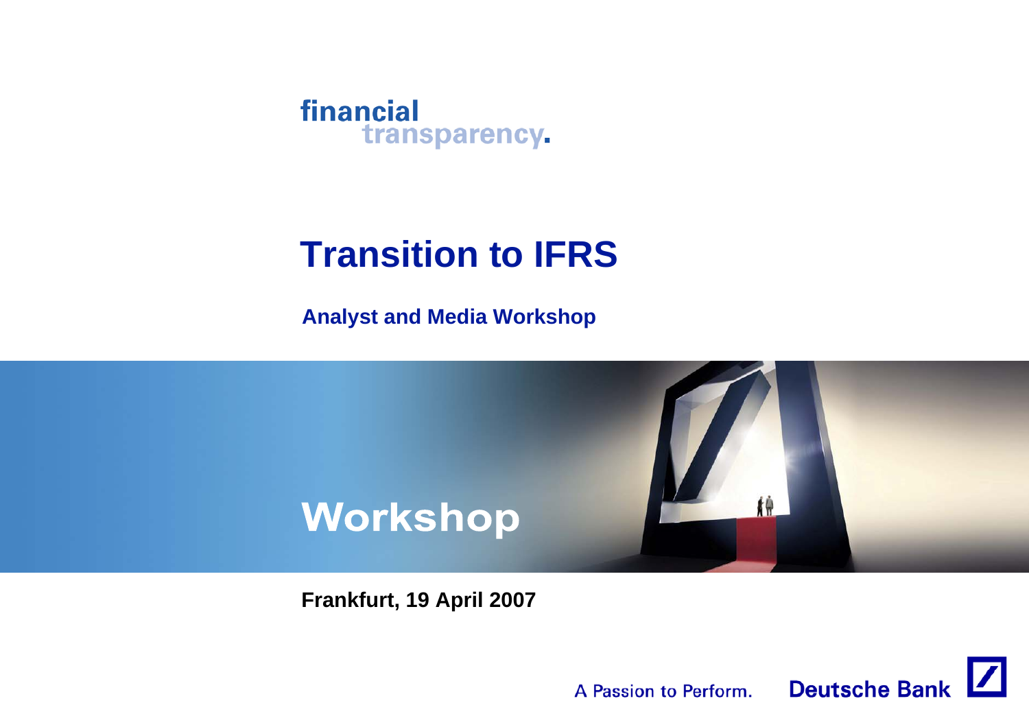financial
transparency.

# Transition to IFRS

**Analyst and Media Workshop**

Workshop

**Frankfurt, 19 April 2007**

A Passion to Perform. Deutsche Bank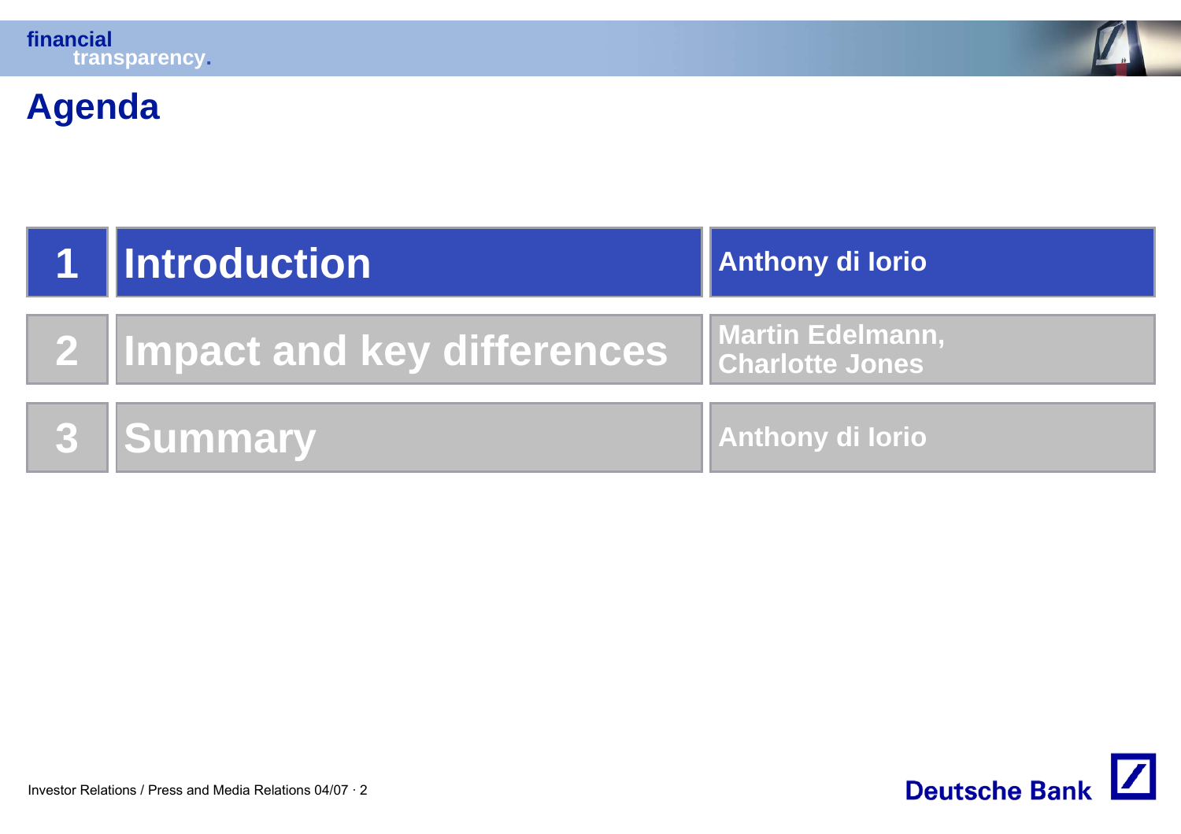# Agenda

| | | |
|---|---|---|
| 1 | Introduction | Anthony di Iorio |
| 2 | Impact and key differences | Martin Edelmann, Charlotte Jones |
| 3 | Summary | Anthony di Iorio |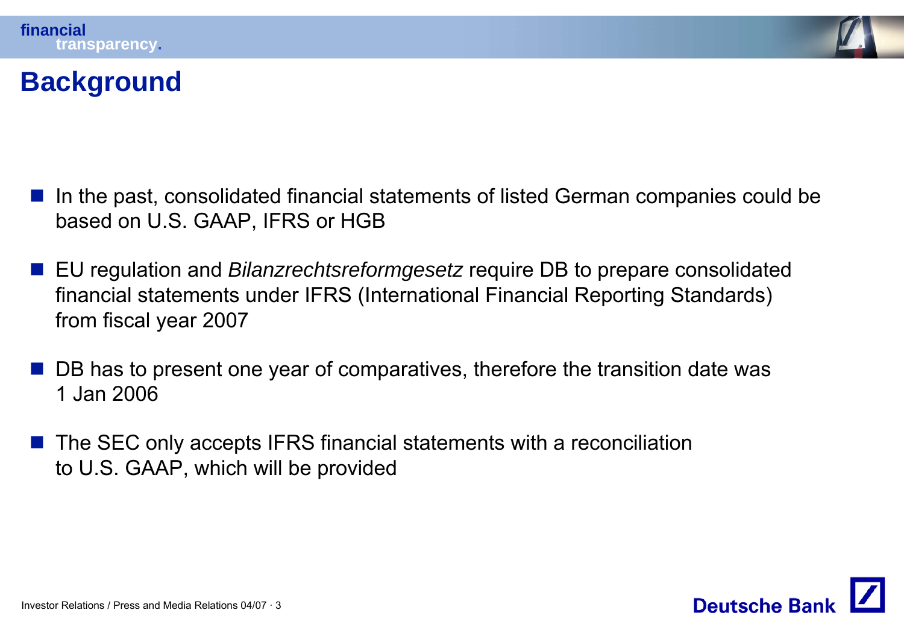# Background

- In the past, consolidated financial statements of listed German companies could be based on U.S. GAAP, IFRS or HGB
- EU regulation and *Bilanzrechtsreformgesetz* require DB to prepare consolidated financial statements under IFRS (International Financial Reporting Standards) from fiscal year 2007
- DB has to present one year of comparatives, therefore the transition date was 1 Jan 2006
- The SEC only accepts IFRS financial statements with a reconciliation to U.S. GAAP, which will be provided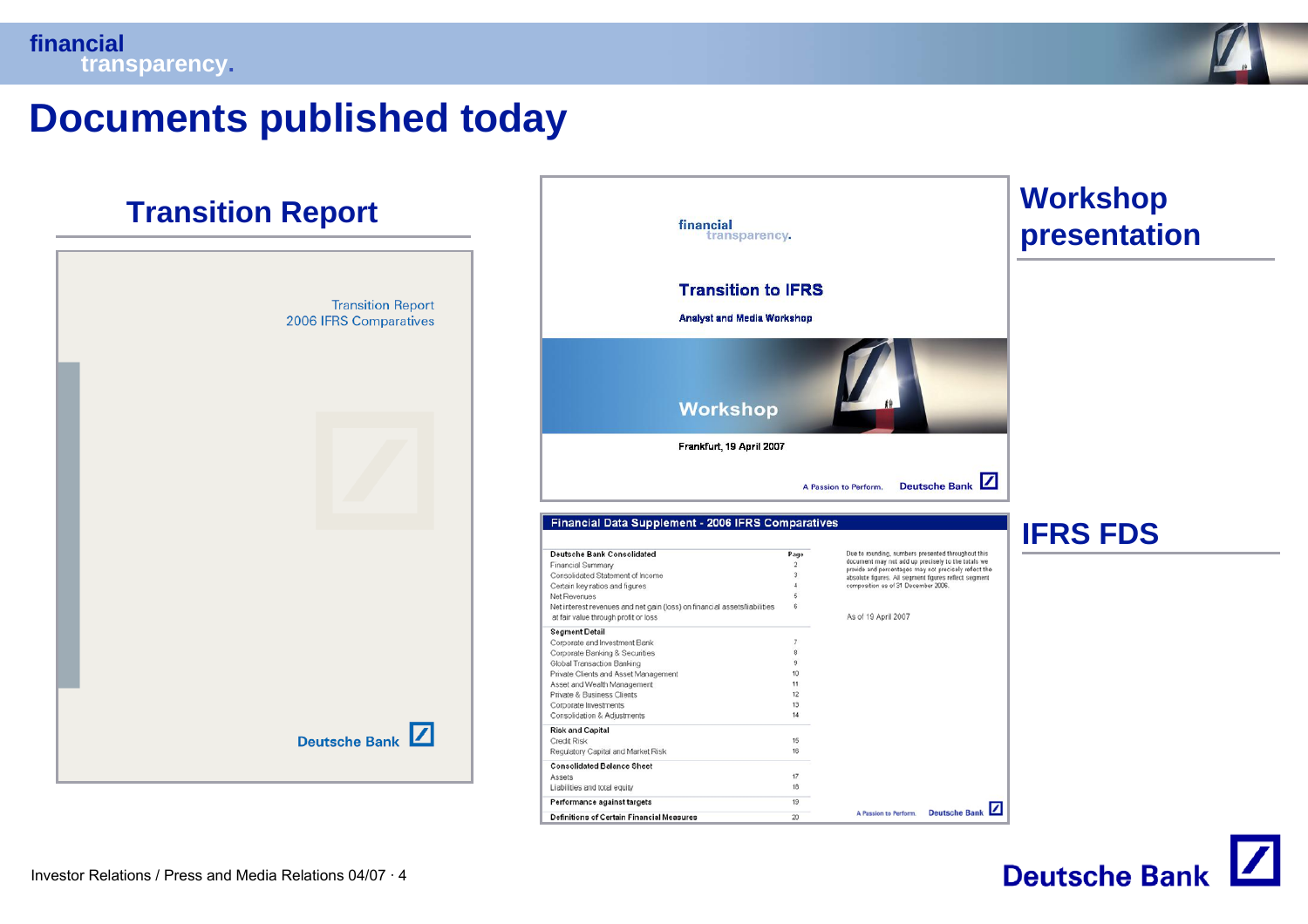# Documents published today

## Transition Report

Transition Report
2006 IFRS Comparatives

Deutsche Bank

## Workshop presentation

financial transparency.

**Transition to IFRS**

Analyst and Media Workshop

Workshop

Frankfurt, 19 April 2007

A Passion to Perform. Deutsche Bank

## IFRS FDS

**Financial Data Supplement - 2006 IFRS Comparatives**

| Deutsche Bank Consolidated | Page |
|---|---|
| Financial Summary | 2 |
| Consolidated Statement of Income | 3 |
| Certain key ratios and figures | 4 |
| Net Revenues | 5 |
| Net interest revenues and net gain (loss) on financial assets/liabilities at fair value through profit or loss | 6 |
| **Segment Detail** | |
| Corporate and Investment Bank | 7 |
| Corporate Banking & Securities | 8 |
| Global Transaction Banking | 9 |
| Private Clients and Asset Management | 10 |
| Asset and Wealth Management | 11 |
| Private & Business Clients | 12 |
| Corporate Investments | 13 |
| Consolidation & Adjustments | 14 |
| **Risk and Capital** | |
| Credit Risk | 15 |
| Regulatory Capital and Market Risk | 16 |
| **Consolidated Balance Sheet** | |
| Assets | 17 |
| Liabilities and total equity | 18 |
| **Performance against targets** | 19 |
| **Definitions of Certain Financial Measures** | 20 |

Due to rounding, numbers presented throughout this document may not add up precisely to the totals we provide and percentages may not precisely reflect the absolute figures. All segment figures reflect segment composition as of 31 December 2006.

As of 19 April 2007

A Passion to Perform. Deutsche Bank

Investor Relations / Press and Media Relations 04/07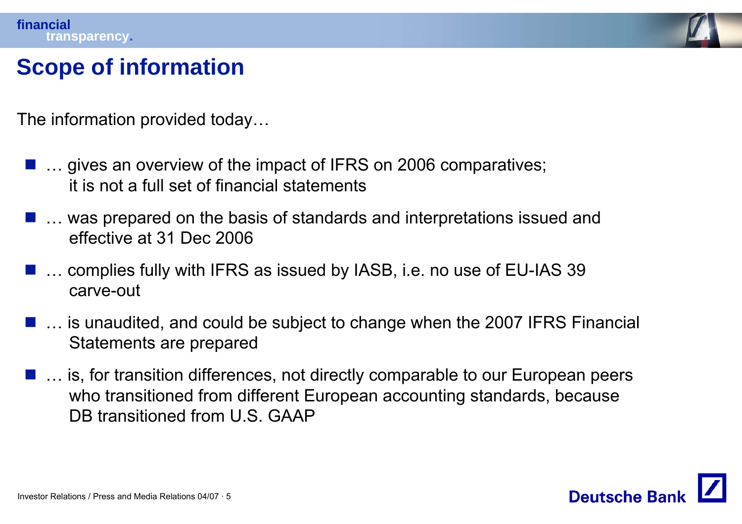# Scope of information

The information provided today…

- … gives an overview of the impact of IFRS on 2006 comparatives; it is not a full set of financial statements
- … was prepared on the basis of standards and interpretations issued and effective at 31 Dec 2006
- … complies fully with IFRS as issued by IASB, i.e. no use of EU-IAS 39 carve-out
- … is unaudited, and could be subject to change when the 2007 IFRS Financial Statements are prepared
- … is, for transition differences, not directly comparable to our European peers who transitioned from different European accounting standards, because DB transitioned from U.S. GAAP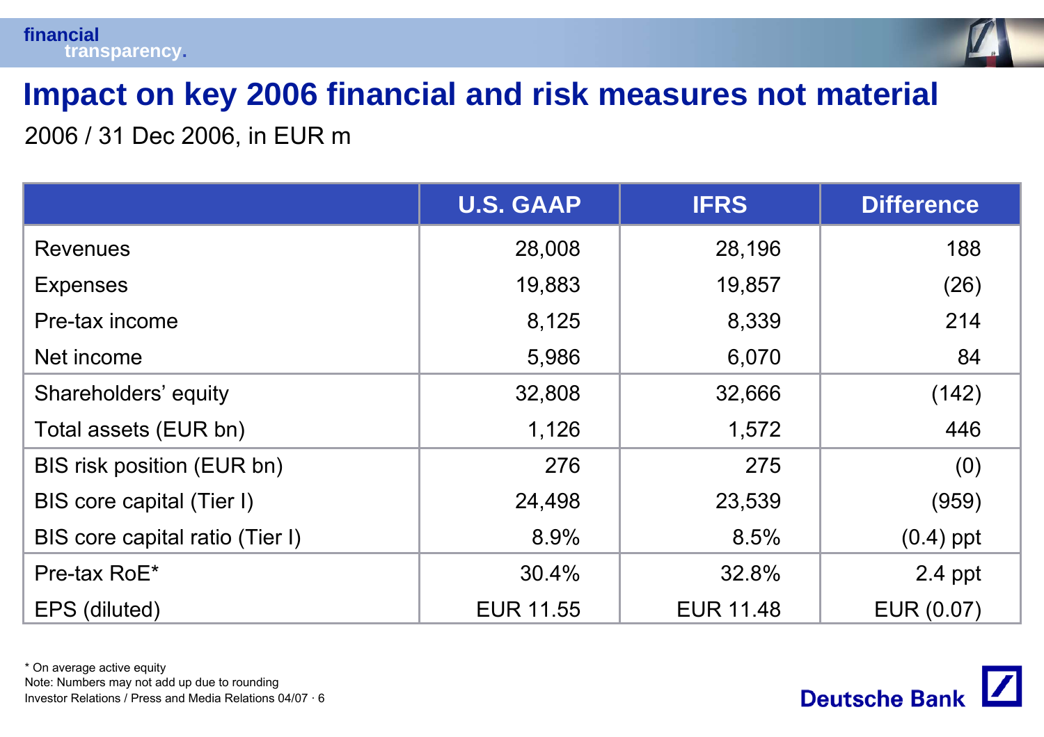# Impact on key 2006 financial and risk measures not material

2006 / 31 Dec 2006, in EUR m

| | U.S. GAAP | IFRS | Difference |
|---|---|---|---|
| Revenues | 28,008 | 28,196 | 188 |
| Expenses | 19,883 | 19,857 | (26) |
| Pre-tax income | 8,125 | 8,339 | 214 |
| Net income | 5,986 | 6,070 | 84 |
| Shareholders' equity | 32,808 | 32,666 | (142) |
| Total assets (EUR bn) | 1,126 | 1,572 | 446 |
| BIS risk position (EUR bn) | 276 | 275 | (0) |
| BIS core capital (Tier I) | 24,498 | 23,539 | (959) |
| BIS core capital ratio (Tier I) | 8.9% | 8.5% | (0.4) ppt |
| Pre-tax RoE* | 30.4% | 32.8% | 2.4 ppt |
| EPS (diluted) | EUR 11.55 | EUR 11.48 | EUR (0.07) |

\* On average active equity

Note: Numbers may not add up due to rounding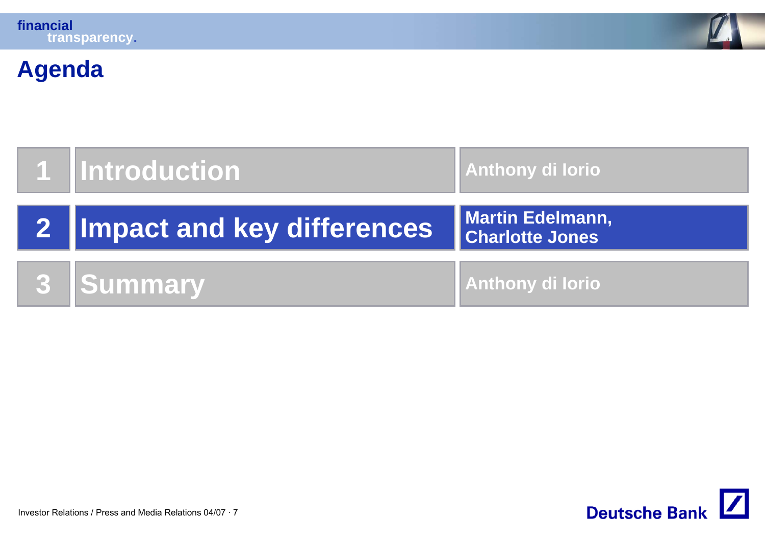# Agenda

| | | |
|---|---|---|
| 1 | Introduction | Anthony di Iorio |
| 2 | Impact and key differences | Martin Edelmann, Charlotte Jones |
| 3 | Summary | Anthony di Iorio |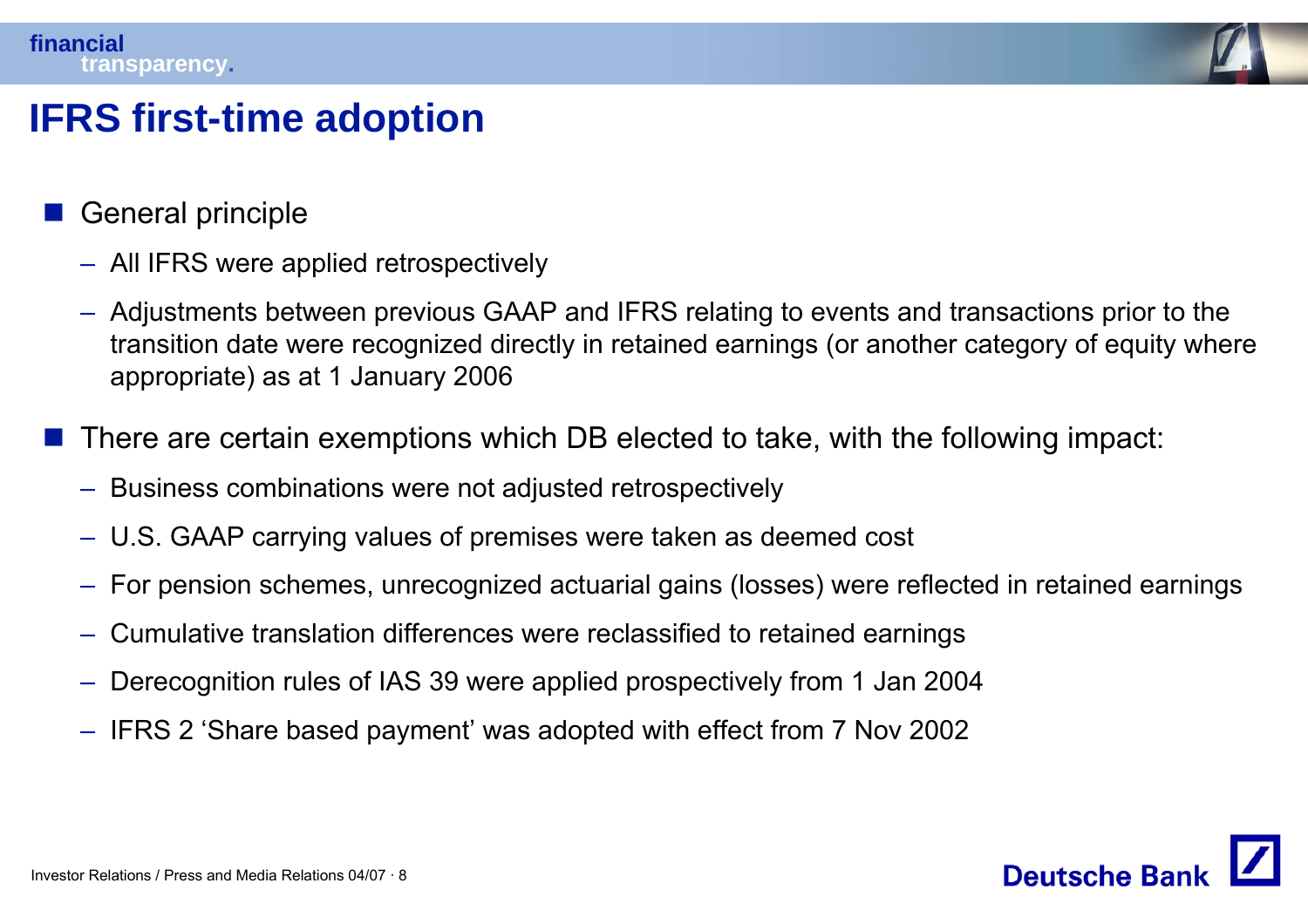# IFRS first-time adoption

- General principle
  - All IFRS were applied retrospectively
  - Adjustments between previous GAAP and IFRS relating to events and transactions prior to the transition date were recognized directly in retained earnings (or another category of equity where appropriate) as at 1 January 2006
- There are certain exemptions which DB elected to take, with the following impact:
  - Business combinations were not adjusted retrospectively
  - U.S. GAAP carrying values of premises were taken as deemed cost
  - For pension schemes, unrecognized actuarial gains (losses) were reflected in retained earnings
  - Cumulative translation differences were reclassified to retained earnings
  - Derecognition rules of IAS 39 were applied prospectively from 1 Jan 2004
  - IFRS 2 'Share based payment' was adopted with effect from 7 Nov 2002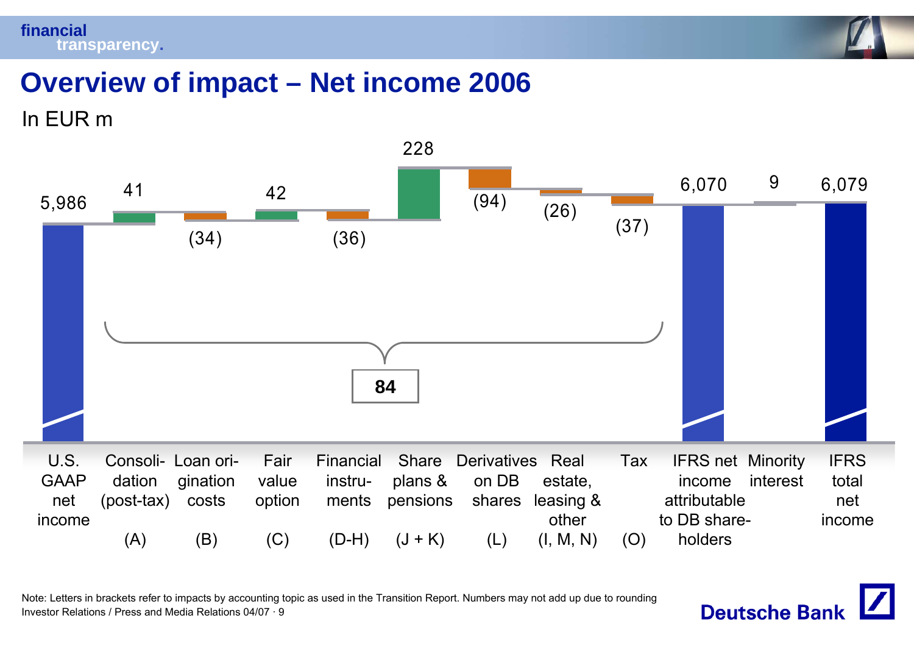# Overview of impact – Net income 2006

In EUR m

5,986
41
(34)
42
(36)
228
(94)
(26)
(37)
6,070
9
6,079

84

U.S. GAAP net income

Consoli-dation (post-tax) (A)

Loan ori-gination costs (B)

Fair value option (C)

Financial instru-ments (D-H)

Share plans & pensions (J + K)

Derivatives on DB shares (L)

Real estate, leasing & other (I, M, N)

Tax (O)

IFRS net income attributable to DB share-holders

Minority interest

IFRS total net income

Note: Letters in brackets refer to impacts by accounting topic as used in the Transition Report. Numbers may not add up due to rounding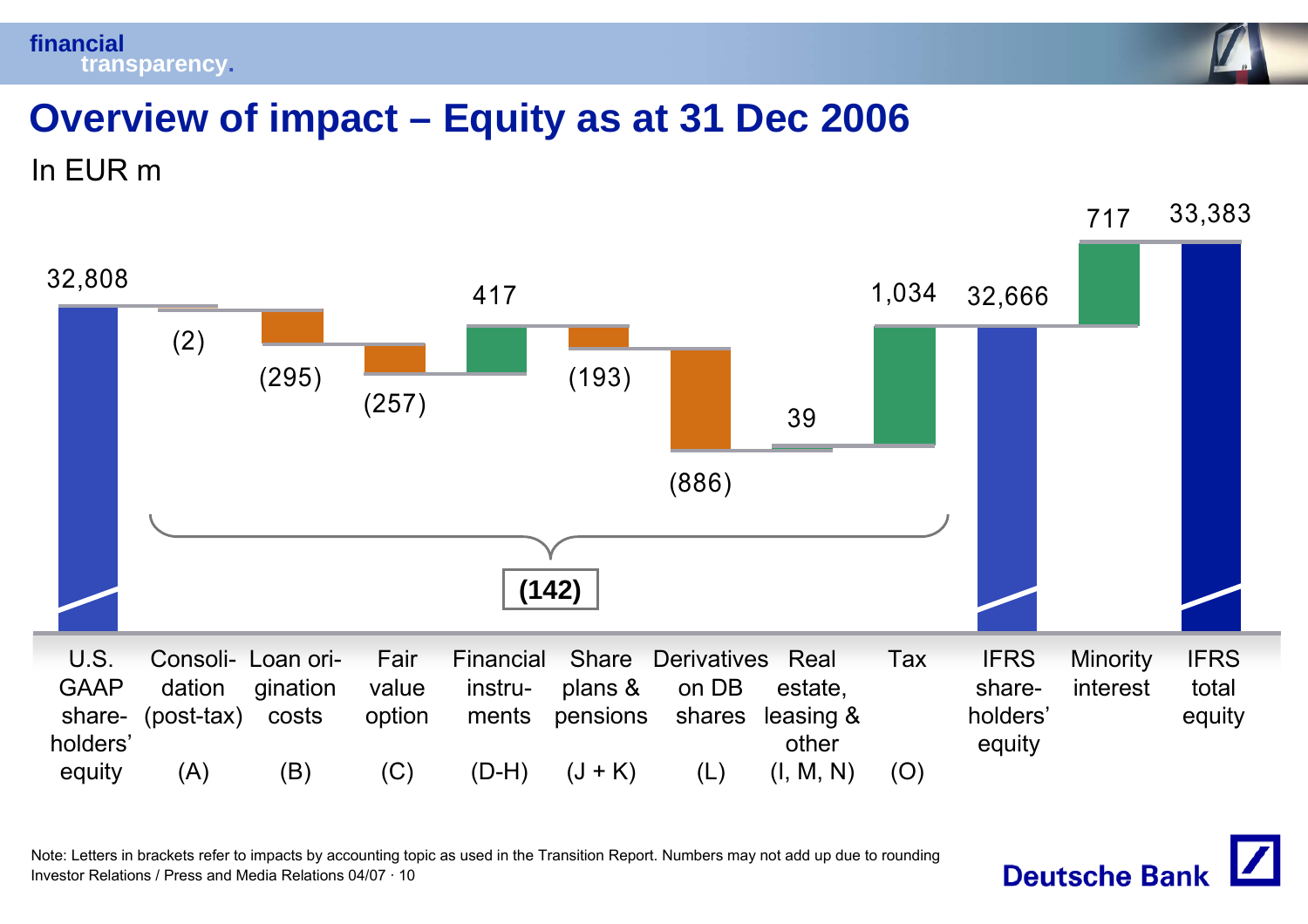# Overview of impact – Equity as at 31 Dec 2006

In EUR m

32,808
(2)
(295)
(257)
417
(193)
(886)
39
1,034
32,666
717
33,383

(142)

U.S. GAAP share-holders' equity
Consoli-dation (post-tax) (A)
Loan ori-gination costs (B)
Fair value option (C)
Financial instru-ments (D-H)
Share plans & pensions (J + K)
Derivatives on DB shares (L)
Real estate, leasing & other (I, M, N)
Tax (O)
IFRS share-holders' equity
Minority interest
IFRS total equity

Note: Letters in brackets refer to impacts by accounting topic as used in the Transition Report. Numbers may not add up due to rounding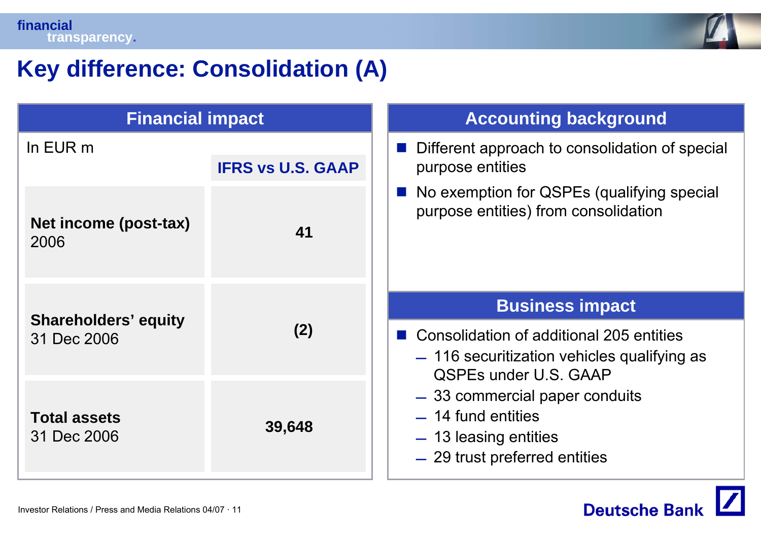# Key difference: Consolidation (A)

## Financial impact

In EUR m

| | IFRS vs U.S. GAAP |
|---|---|
| **Net income (post-tax)** 2006 | **41** |
| **Shareholders' equity** 31 Dec 2006 | **(2)** |
| **Total assets** 31 Dec 2006 | **39,648** |

## Accounting background

- Different approach to consolidation of special purpose entities
- No exemption for QSPEs (qualifying special purpose entities) from consolidation

## Business impact

- Consolidation of additional 205 entities
  - 116 securitization vehicles qualifying as QSPEs under U.S. GAAP
  - 33 commercial paper conduits
  - 14 fund entities
  - 13 leasing entities
  - 29 trust preferred entities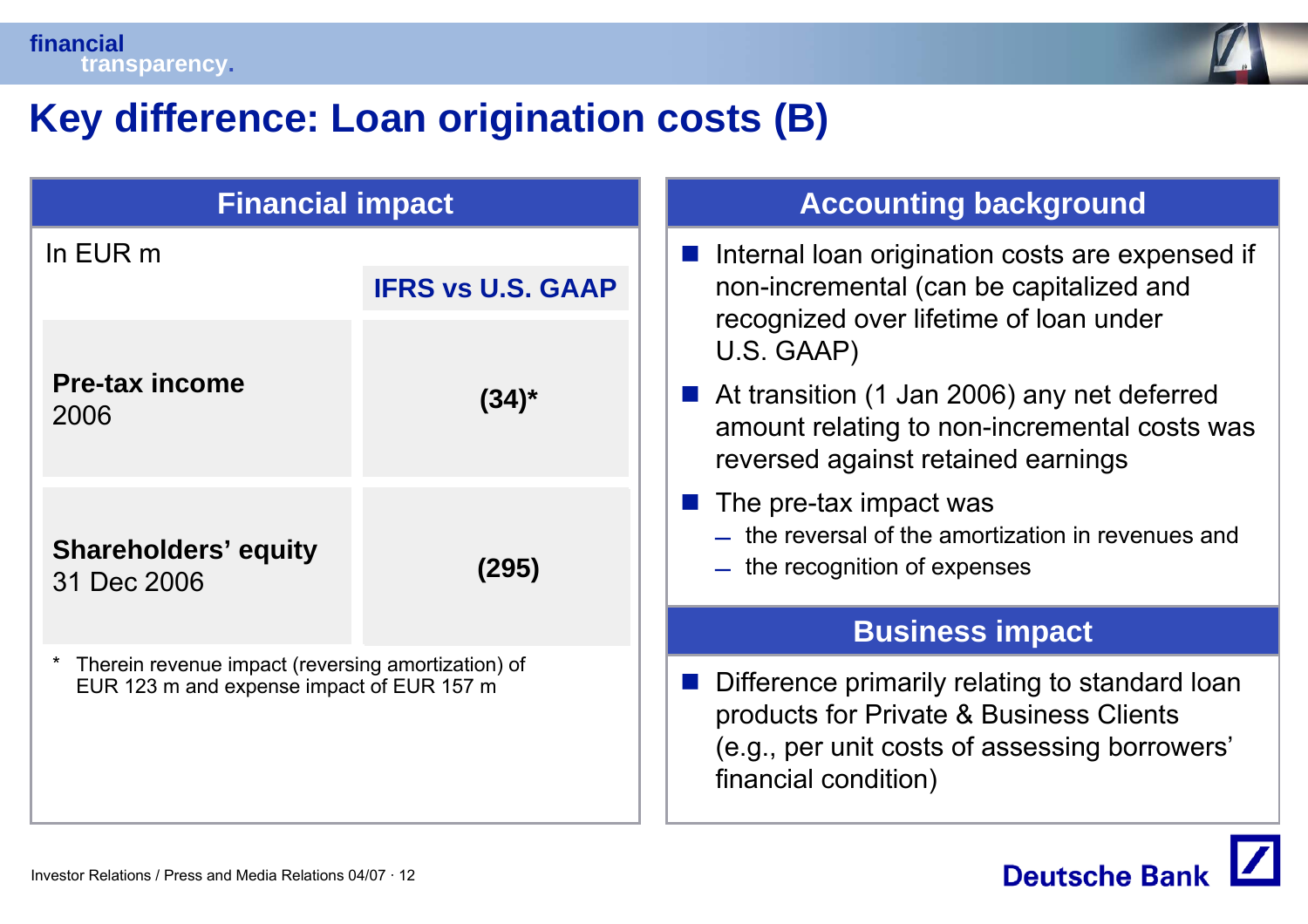# Key difference: Loan origination costs (B)

## Financial impact

| In EUR m | IFRS vs U.S. GAAP |
|---|---|
| **Pre-tax income** 2006 | **(34)*** |
| **Shareholders' equity** 31 Dec 2006 | **(295)** |

\* Therein revenue impact (reversing amortization) of EUR 123 m and expense impact of EUR 157 m

## Accounting background

- Internal loan origination costs are expensed if non-incremental (can be capitalized and recognized over lifetime of loan under U.S. GAAP)
- At transition (1 Jan 2006) any net deferred amount relating to non-incremental costs was reversed against retained earnings
- The pre-tax impact was
  - the reversal of the amortization in revenues and
  - the recognition of expenses

## Business impact

- Difference primarily relating to standard loan products for Private & Business Clients (e.g., per unit costs of assessing borrowers' financial condition)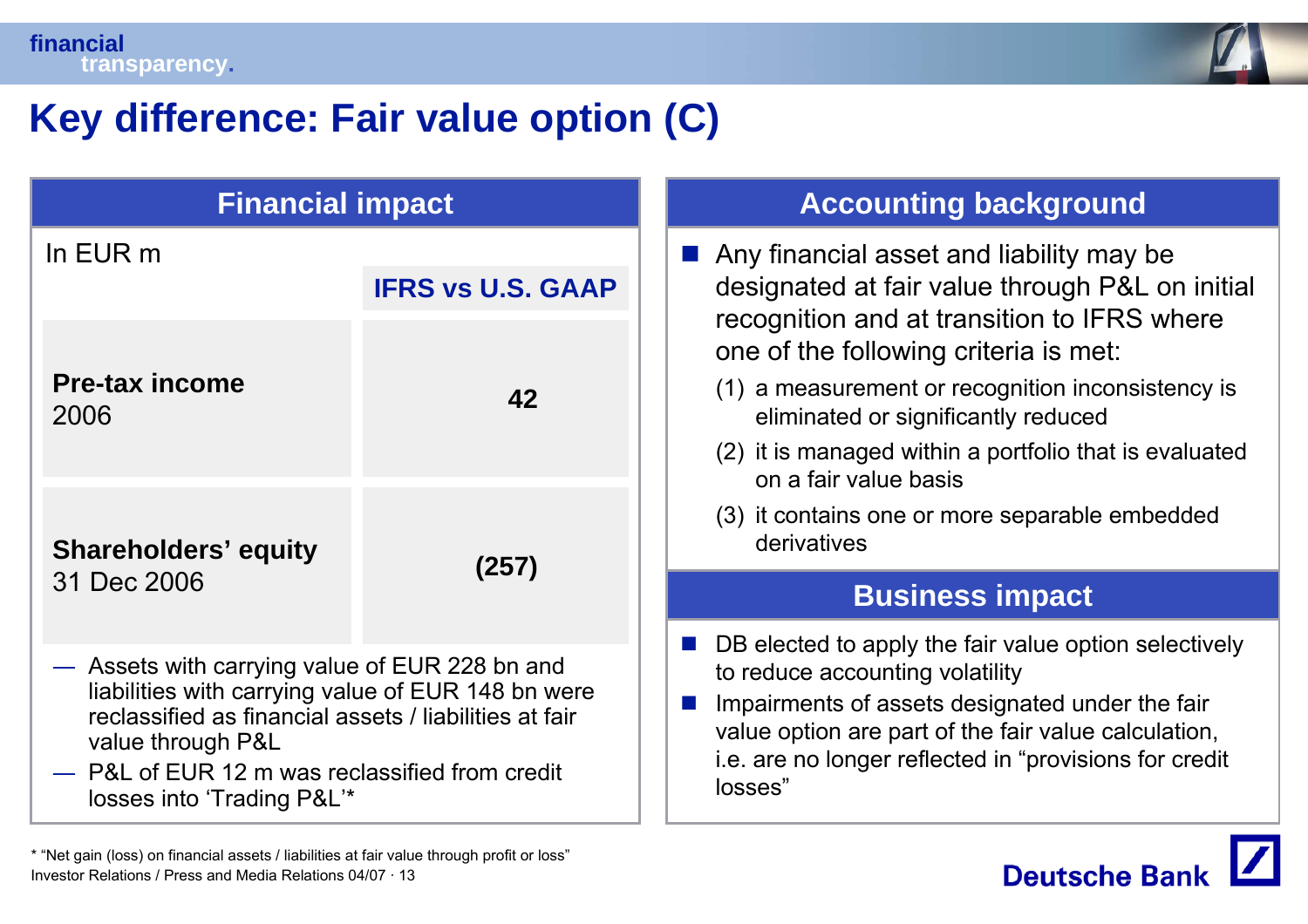# Key difference: Fair value option (C)

## Financial impact

In EUR m

| | IFRS vs U.S. GAAP |
|---|---|
| **Pre-tax income** 2006 | **42** |
| **Shareholders' equity** 31 Dec 2006 | **(257)** |

- Assets with carrying value of EUR 228 bn and liabilities with carrying value of EUR 148 bn were reclassified as financial assets / liabilities at fair value through P&L
- P&L of EUR 12 m was reclassified from credit losses into 'Trading P&L'*

## Accounting background

- Any financial asset and liability may be designated at fair value through P&L on initial recognition and at transition to IFRS where one of the following criteria is met:
  - (1) a measurement or recognition inconsistency is eliminated or significantly reduced
  - (2) it is managed within a portfolio that is evaluated on a fair value basis
  - (3) it contains one or more separable embedded derivatives

## Business impact

- DB elected to apply the fair value option selectively to reduce accounting volatility
- Impairments of assets designated under the fair value option are part of the fair value calculation, i.e. are no longer reflected in "provisions for credit losses"

* "Net gain (loss) on financial assets / liabilities at fair value through profit or loss"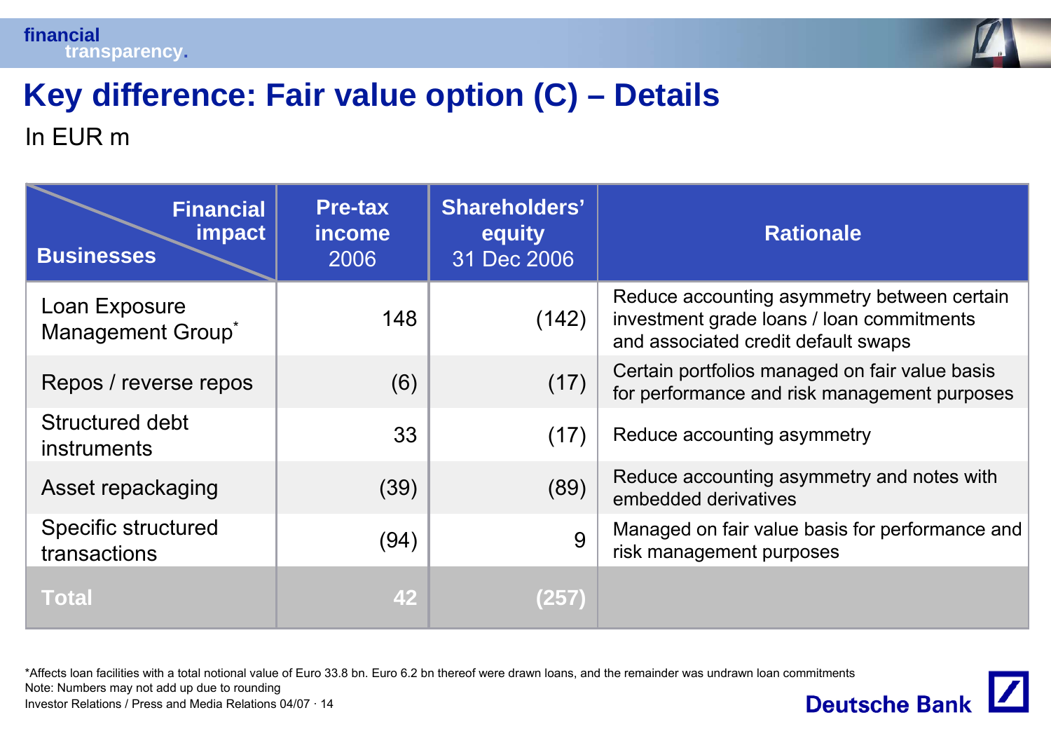# Key difference: Fair value option (C) – Details

In EUR m

| Businesses / Financial impact | Pre-tax income 2006 | Shareholders' equity 31 Dec 2006 | Rationale |
|---|---|---|---|
| Loan Exposure Management Group* | 148 | (142) | Reduce accounting asymmetry between certain investment grade loans / loan commitments and associated credit default swaps |
| Repos / reverse repos | (6) | (17) | Certain portfolios managed on fair value basis for performance and risk management purposes |
| Structured debt instruments | 33 | (17) | Reduce accounting asymmetry |
| Asset repackaging | (39) | (89) | Reduce accounting asymmetry and notes with embedded derivatives |
| Specific structured transactions | (94) | 9 | Managed on fair value basis for performance and risk management purposes |
| **Total** | **42** | **(257)** | |

*Affects loan facilities with a total notional value of Euro 33.8 bn. Euro 6.2 bn thereof were drawn loans, and the remainder was undrawn loan commitments

Note: Numbers may not add up due to rounding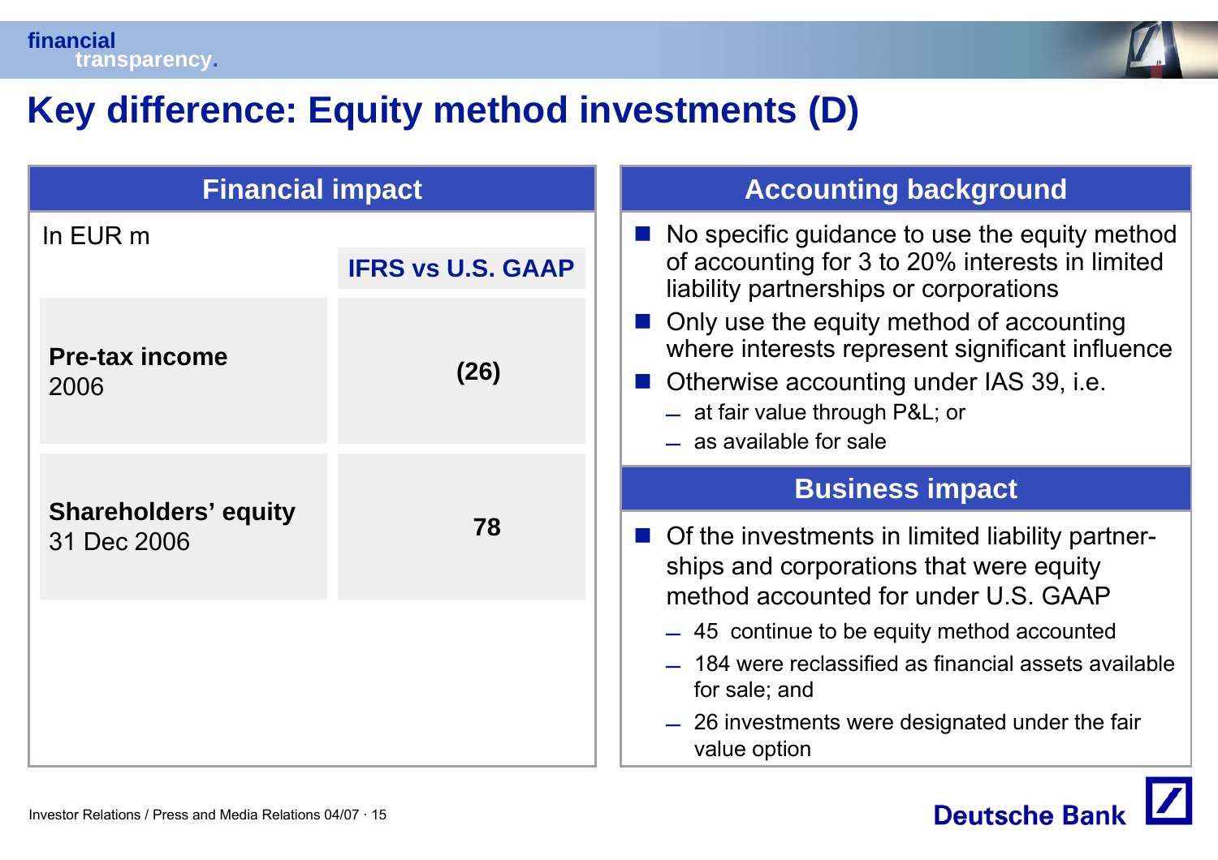# Key difference: Equity method investments (D)

## Financial impact

In EUR m

| | IFRS vs U.S. GAAP |
|---|---|
| **Pre-tax income** 2006 | **(26)** |
| **Shareholders' equity** 31 Dec 2006 | **78** |

## Accounting background

- No specific guidance to use the equity method of accounting for 3 to 20% interests in limited liability partnerships or corporations
- Only use the equity method of accounting where interests represent significant influence
- Otherwise accounting under IAS 39, i.e.
  - at fair value through P&L; or
  - as available for sale

## Business impact

- Of the investments in limited liability partner-ships and corporations that were equity method accounted for under U.S. GAAP
  - 45 continue to be equity method accounted
  - 184 were reclassified as financial assets available for sale; and
  - 26 investments were designated under the fair value option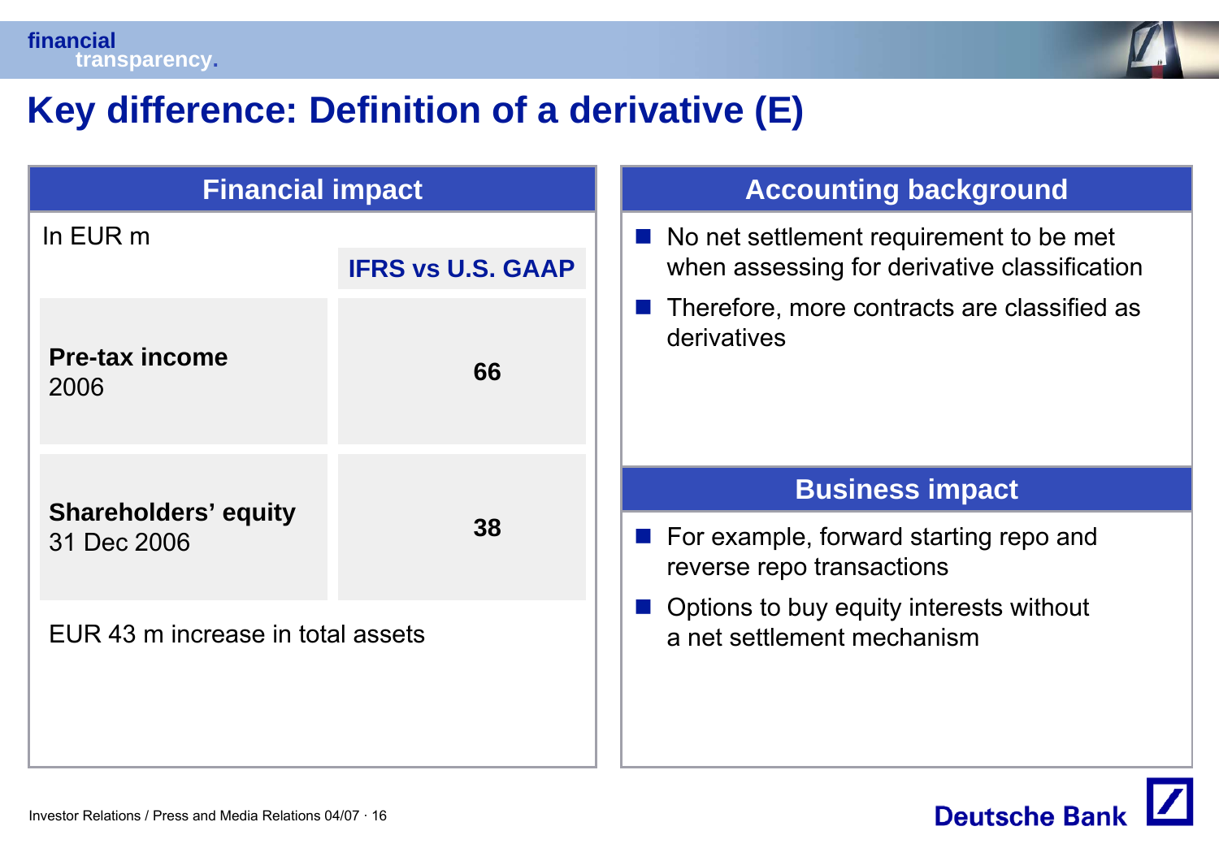# Key difference: Definition of a derivative (E)

## Financial impact

In EUR m

| | IFRS vs U.S. GAAP |
|---|---|
| **Pre-tax income** 2006 | **66** |
| **Shareholders' equity** 31 Dec 2006 | **38** |

EUR 43 m increase in total assets

## Accounting background

- No net settlement requirement to be met when assessing for derivative classification
- Therefore, more contracts are classified as derivatives

## Business impact

- For example, forward starting repo and reverse repo transactions
- Options to buy equity interests without a net settlement mechanism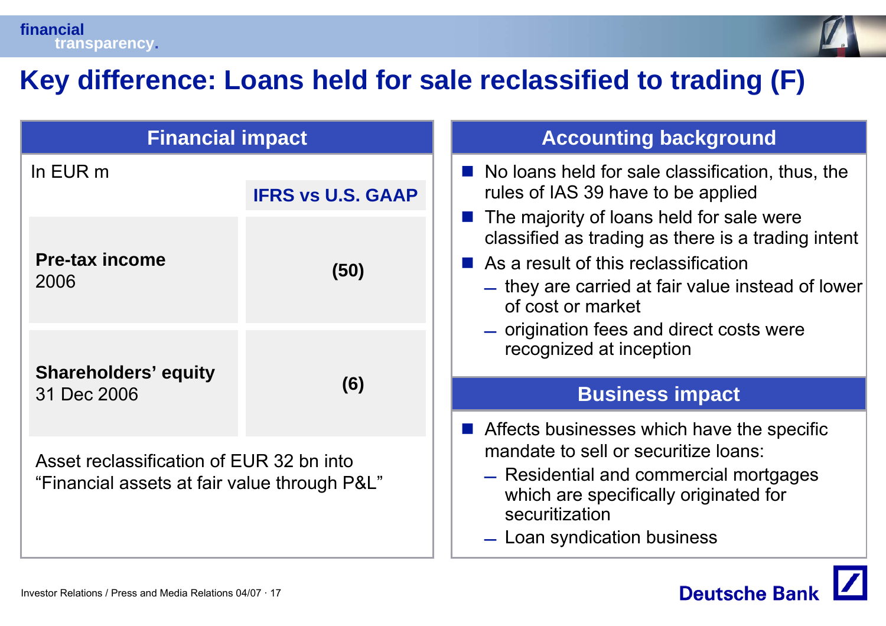# Key difference: Loans held for sale reclassified to trading (F)

## Financial impact

In EUR m

| | IFRS vs U.S. GAAP |
|---|---|
| **Pre-tax income** 2006 | **(50)** |
| **Shareholders' equity** 31 Dec 2006 | **(6)** |

Asset reclassification of EUR 32 bn into "Financial assets at fair value through P&L"

## Accounting background

- No loans held for sale classification, thus, the rules of IAS 39 have to be applied
- The majority of loans held for sale were classified as trading as there is a trading intent
- As a result of this reclassification
  - they are carried at fair value instead of lower of cost or market
  - origination fees and direct costs were recognized at inception

## Business impact

- Affects businesses which have the specific mandate to sell or securitize loans:
  - Residential and commercial mortgages which are specifically originated for securitization
  - Loan syndication business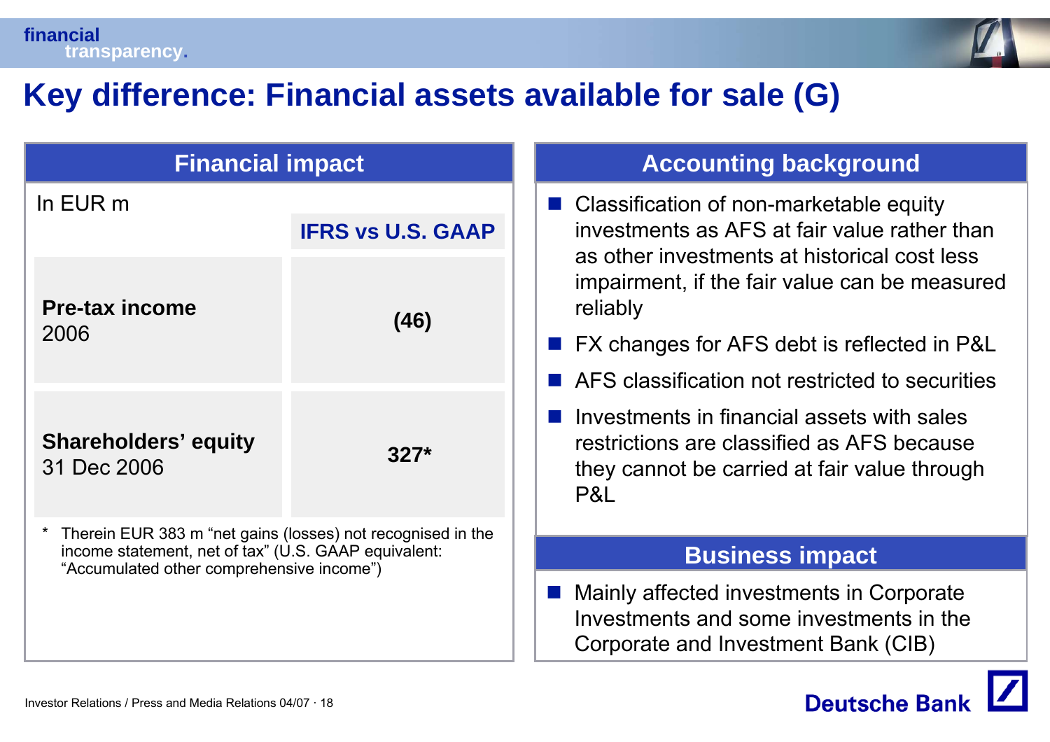# Key difference: Financial assets available for sale (G)

## Financial impact

In EUR m

| | IFRS vs U.S. GAAP |
|---|---|
| **Pre-tax income** 2006 | **(46)** |
| **Shareholders' equity** 31 Dec 2006 | **327*** |

\* Therein EUR 383 m "net gains (losses) not recognised in the income statement, net of tax" (U.S. GAAP equivalent: "Accumulated other comprehensive income")

## Accounting background

- Classification of non-marketable equity investments as AFS at fair value rather than as other investments at historical cost less impairment, if the fair value can be measured reliably
- FX changes for AFS debt is reflected in P&L
- AFS classification not restricted to securities
- Investments in financial assets with sales restrictions are classified as AFS because they cannot be carried at fair value through P&L

## Business impact

- Mainly affected investments in Corporate Investments and some investments in the Corporate and Investment Bank (CIB)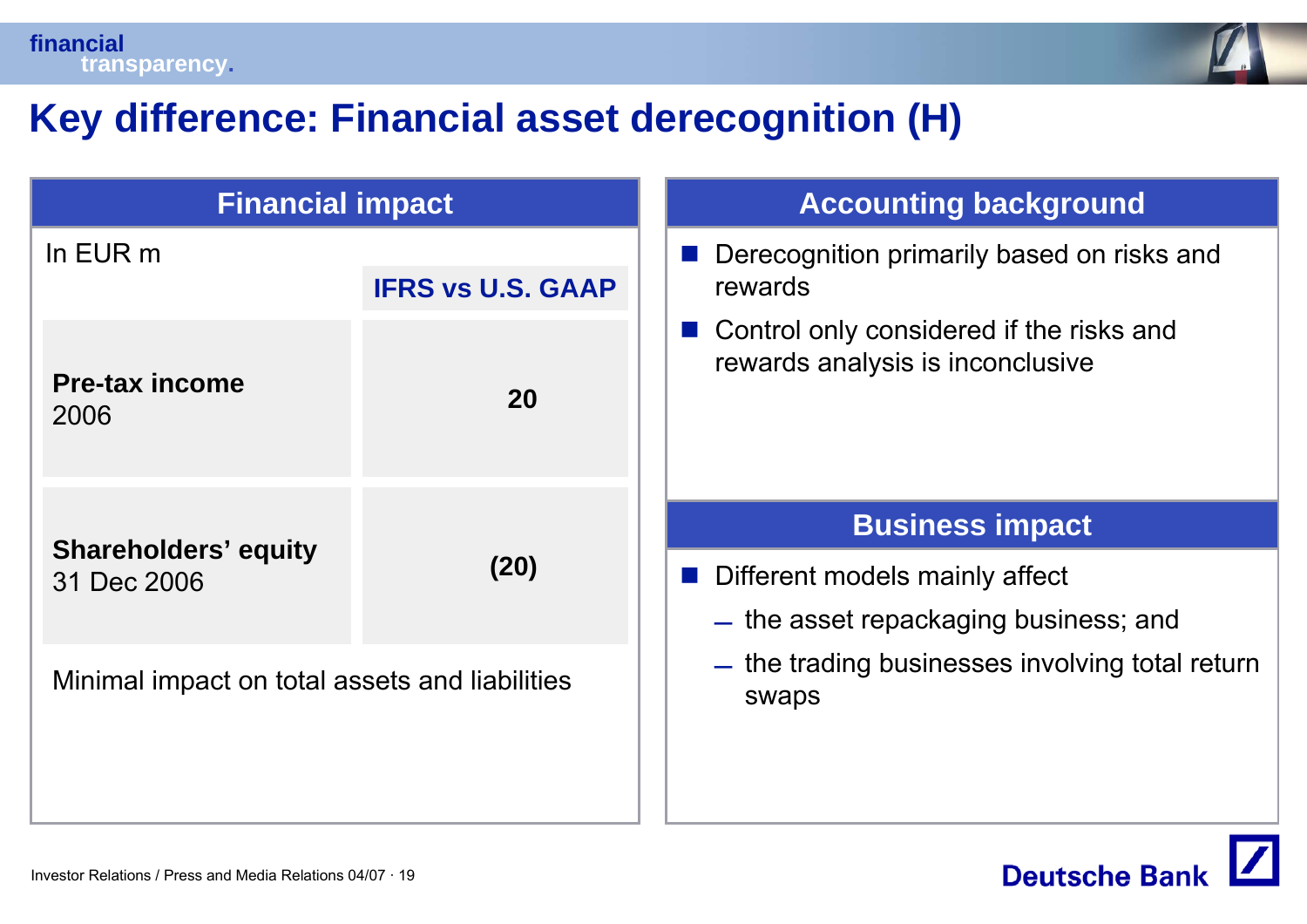# Key difference: Financial asset derecognition (H)

## Financial impact

In EUR m

| | IFRS vs U.S. GAAP |
|---|---|
| **Pre-tax income** 2006 | **20** |
| **Shareholders' equity** 31 Dec 2006 | **(20)** |

Minimal impact on total assets and liabilities

## Accounting background

- Derecognition primarily based on risks and rewards
- Control only considered if the risks and rewards analysis is inconclusive

## Business impact

- Different models mainly affect
  - the asset repackaging business; and
  - the trading businesses involving total return swaps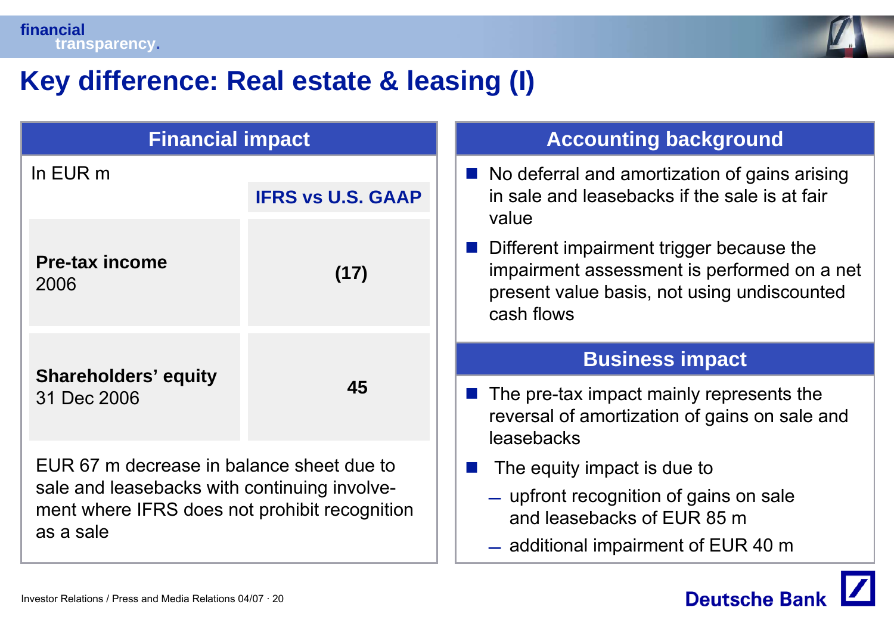# Key difference: Real estate & leasing (I)

## Financial impact

In EUR m

| | IFRS vs U.S. GAAP |
|---|---|
| **Pre-tax income** 2006 | **(17)** |
| **Shareholders' equity** 31 Dec 2006 | **45** |

EUR 67 m decrease in balance sheet due to sale and leasebacks with continuing involvement where IFRS does not prohibit recognition as a sale

## Accounting background

- No deferral and amortization of gains arising in sale and leasebacks if the sale is at fair value
- Different impairment trigger because the impairment assessment is performed on a net present value basis, not using undiscounted cash flows

## Business impact

- The pre-tax impact mainly represents the reversal of amortization of gains on sale and leasebacks
- The equity impact is due to
  - upfront recognition of gains on sale and leasebacks of EUR 85 m
  - additional impairment of EUR 40 m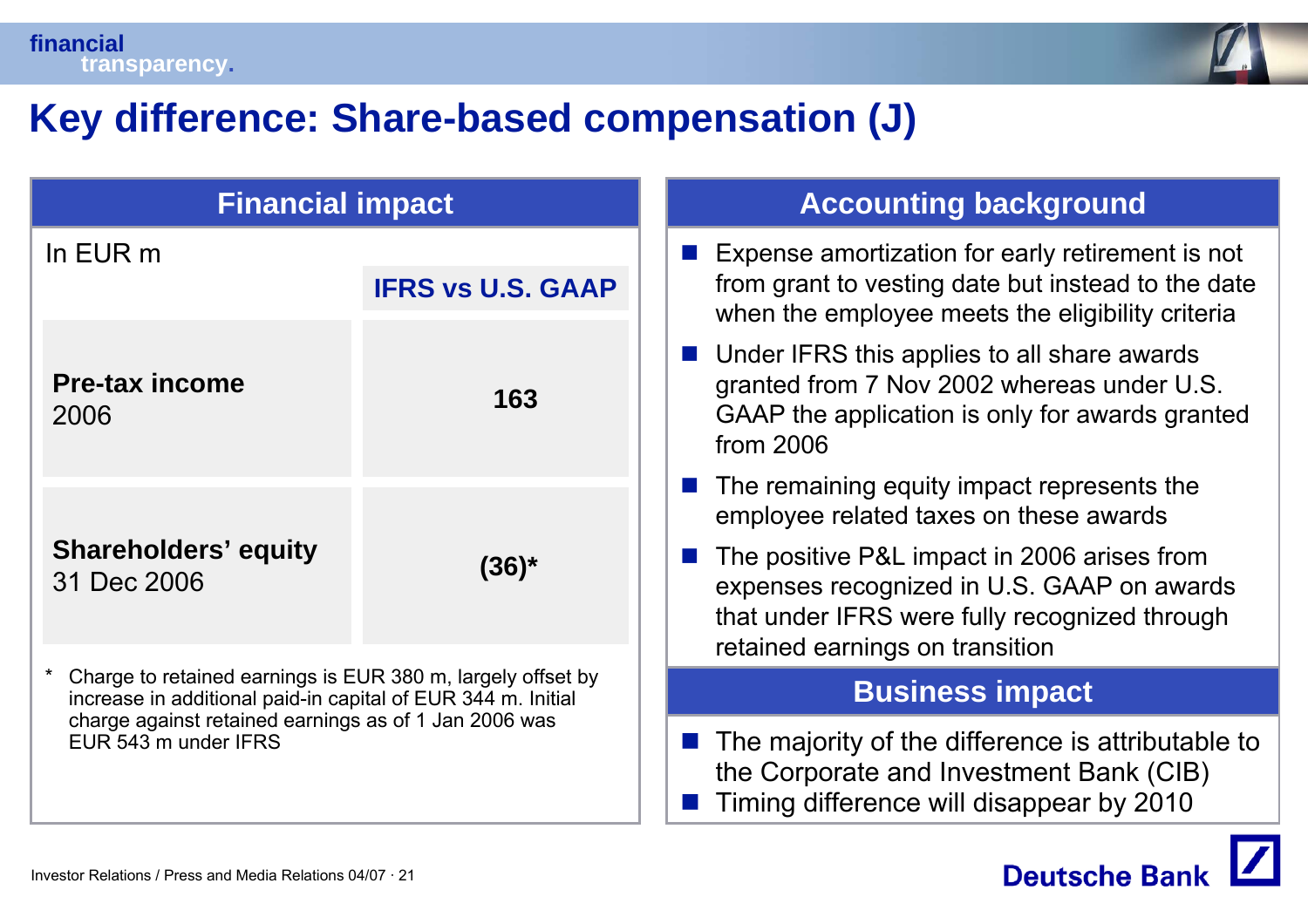# Key difference: Share-based compensation (J)

## Financial impact

In EUR m

| | IFRS vs U.S. GAAP |
|---|---|
| **Pre-tax income** 2006 | **163** |
| **Shareholders' equity** 31 Dec 2006 | **(36)*** |

* Charge to retained earnings is EUR 380 m, largely offset by increase in additional paid-in capital of EUR 344 m. Initial charge against retained earnings as of 1 Jan 2006 was EUR 543 m under IFRS

## Accounting background

- Expense amortization for early retirement is not from grant to vesting date but instead to the date when the employee meets the eligibility criteria
- Under IFRS this applies to all share awards granted from 7 Nov 2002 whereas under U.S. GAAP the application is only for awards granted from 2006
- The remaining equity impact represents the employee related taxes on these awards
- The positive P&L impact in 2006 arises from expenses recognized in U.S. GAAP on awards that under IFRS were fully recognized through retained earnings on transition

## Business impact

- The majority of the difference is attributable to the Corporate and Investment Bank (CIB)
- Timing difference will disappear by 2010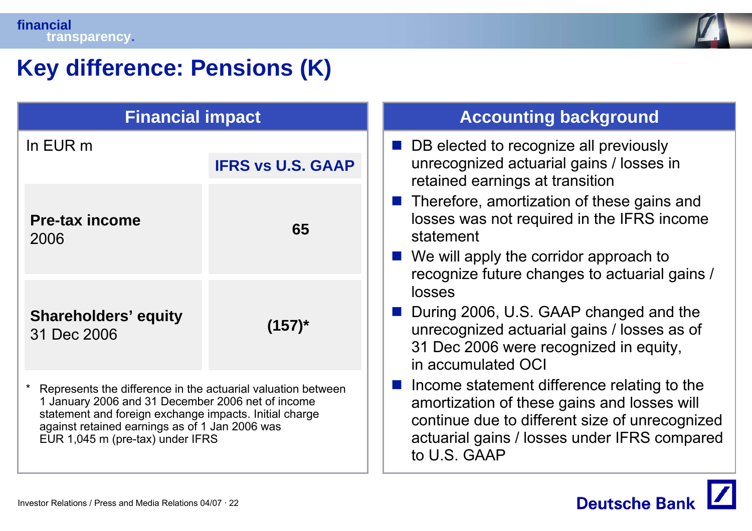# Key difference: Pensions (K)

## Financial impact

| In EUR m | IFRS vs U.S. GAAP |
|---|---|
| **Pre-tax income** 2006 | **65** |
| **Shareholders' equity** 31 Dec 2006 | **(157)*** |

\* Represents the difference in the actuarial valuation between 1 January 2006 and 31 December 2006 net of income statement and foreign exchange impacts. Initial charge against retained earnings as of 1 Jan 2006 was EUR 1,045 m (pre-tax) under IFRS

## Accounting background

- DB elected to recognize all previously unrecognized actuarial gains / losses in retained earnings at transition
- Therefore, amortization of these gains and losses was not required in the IFRS income statement
- We will apply the corridor approach to recognize future changes to actuarial gains / losses
- During 2006, U.S. GAAP changed and the unrecognized actuarial gains / losses as of 31 Dec 2006 were recognized in equity, in accumulated OCI
- Income statement difference relating to the amortization of these gains and losses will continue due to different size of unrecognized actuarial gains / losses under IFRS compared to U.S. GAAP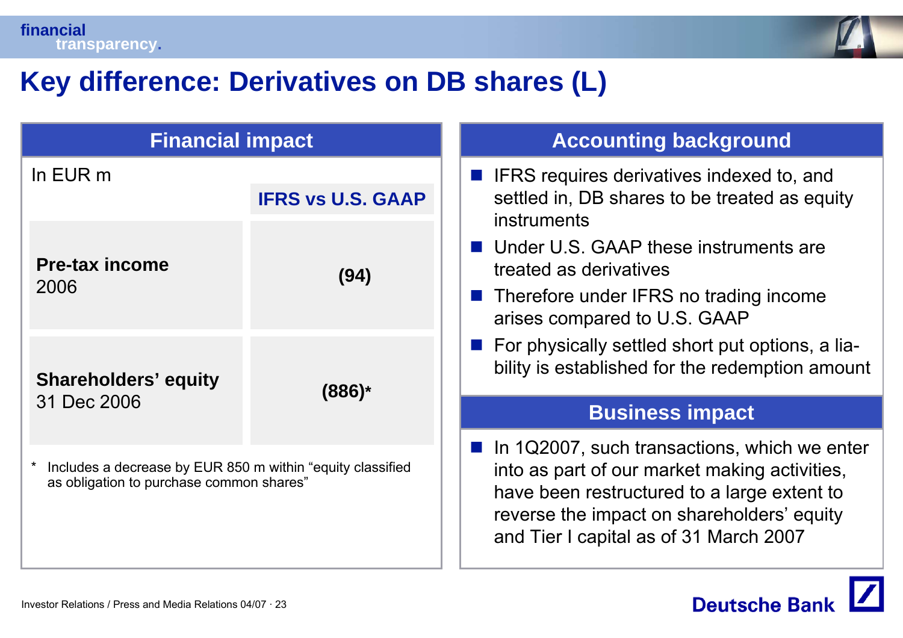# Key difference: Derivatives on DB shares (L)

## Financial impact

In EUR m

| | IFRS vs U.S. GAAP |
|---|---|
| **Pre-tax income** 2006 | **(94)** |
| **Shareholders' equity** 31 Dec 2006 | **(886)*** |

\* Includes a decrease by EUR 850 m within "equity classified as obligation to purchase common shares"

## Accounting background

- IFRS requires derivatives indexed to, and settled in, DB shares to be treated as equity instruments
- Under U.S. GAAP these instruments are treated as derivatives
- Therefore under IFRS no trading income arises compared to U.S. GAAP
- For physically settled short put options, a liability is established for the redemption amount

## Business impact

- In 1Q2007, such transactions, which we enter into as part of our market making activities, have been restructured to a large extent to reverse the impact on shareholders' equity and Tier I capital as of 31 March 2007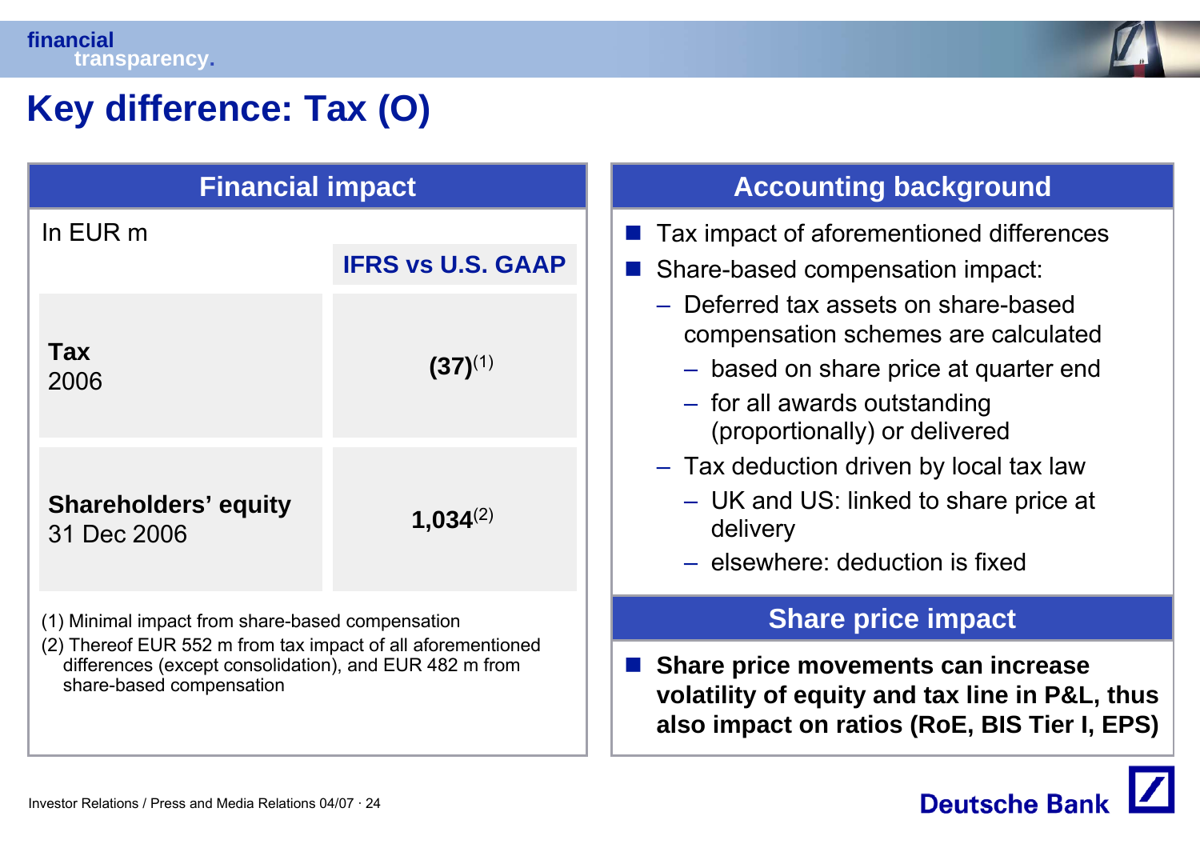# Key difference: Tax (O)

## Financial impact

In EUR m

| | IFRS vs U.S. GAAP |
|---|---|
| **Tax** 2006 | **(37)**[1] |
| **Shareholders' equity** 31 Dec 2006 | **1,034**[2] |

(1) Minimal impact from share-based compensation

(2) Thereof EUR 552 m from tax impact of all aforementioned differences (except consolidation), and EUR 482 m from share-based compensation

## Accounting background

- Tax impact of aforementioned differences
- Share-based compensation impact:
  - Deferred tax assets on share-based compensation schemes are calculated
    - based on share price at quarter end
    - for all awards outstanding (proportionally) or delivered
  - Tax deduction driven by local tax law
    - UK and US: linked to share price at delivery
    - elsewhere: deduction is fixed

## Share price impact

- **Share price movements can increase volatility of equity and tax line in P&L, thus also impact on ratios (RoE, BIS Tier I, EPS)**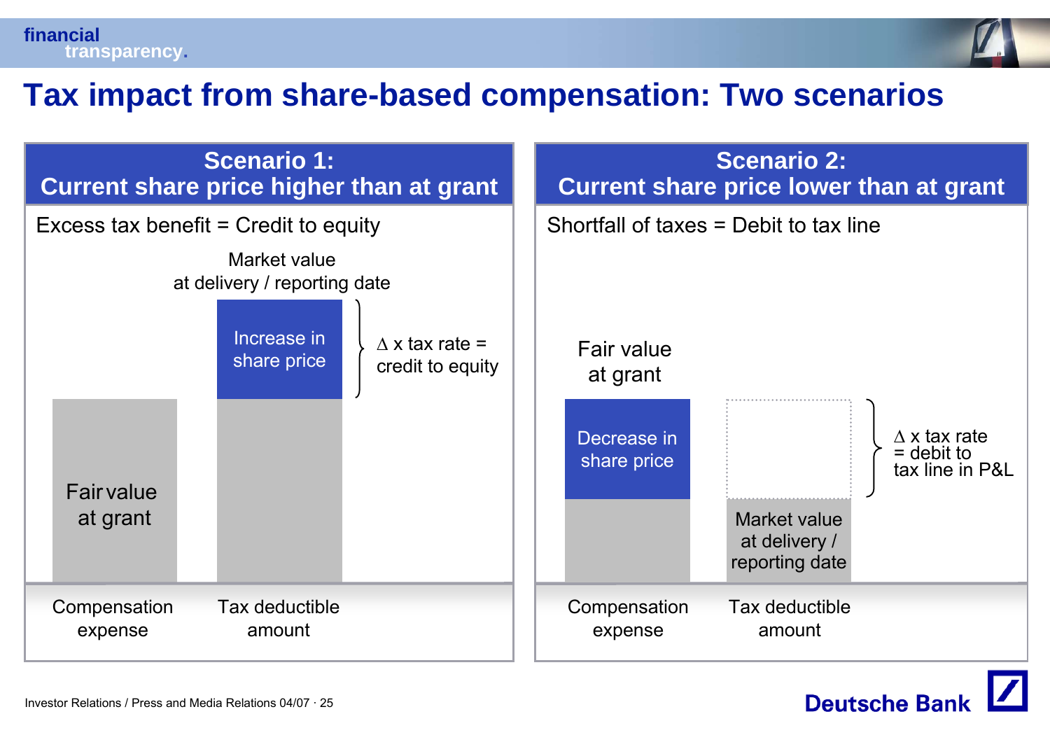# Tax impact from share-based compensation: Two scenarios

## Scenario 1: Current share price higher than at grant

Excess tax benefit = Credit to equity

Market value at delivery / reporting date

Increase in share price

Δ x tax rate = credit to equity

Fair value at grant

Compensation expense

Tax deductible amount

## Scenario 2: Current share price lower than at grant

Shortfall of taxes = Debit to tax line

Fair value at grant

Decrease in share price

Δ x tax rate = debit to tax line in P&L

Market value at delivery / reporting date

Compensation expense

Tax deductible amount

Investor Relations / Press and Media Relations 04/07 · 25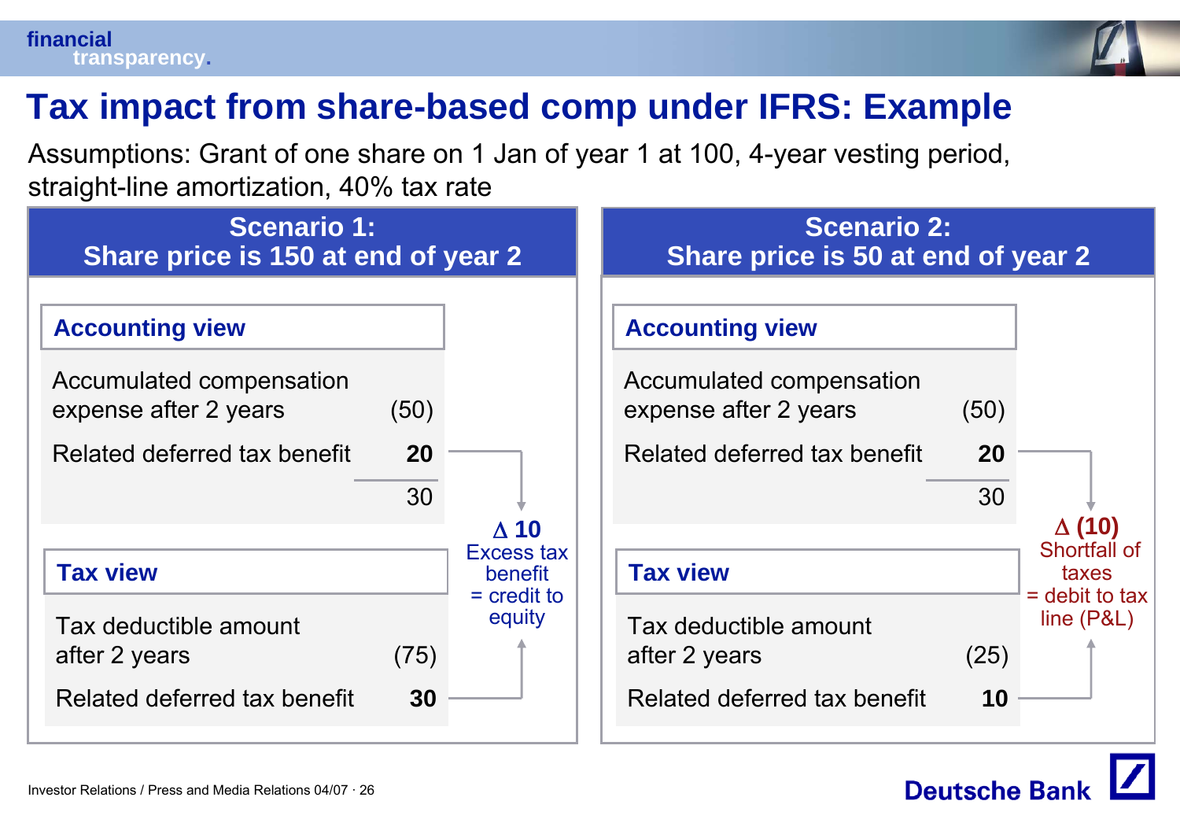# Tax impact from share-based comp under IFRS: Example

Assumptions: Grant of one share on 1 Jan of year 1 at 100, 4-year vesting period, straight-line amortization, 40% tax rate

## Scenario 1: Share price is 150 at end of year 2

### Accounting view

| | |
|---|---|
| Accumulated compensation expense after 2 years | (50) |
| Related deferred tax benefit | **20** |
| | 30 |

### Tax view

| | |
|---|---|
| Tax deductible amount after 2 years | (75) |
| Related deferred tax benefit | **30** |

**Δ 10**
Excess tax benefit = credit to equity

## Scenario 2: Share price is 50 at end of year 2

### Accounting view

| | |
|---|---|
| Accumulated compensation expense after 2 years | (50) |
| Related deferred tax benefit | **20** |
| | 30 |

### Tax view

| | |
|---|---|
| Tax deductible amount after 2 years | (25) |
| Related deferred tax benefit | **10** |

**Δ (10)**
Shortfall of taxes = debit to tax line (P&L)

Investor Relations / Press and Media Relations 04/07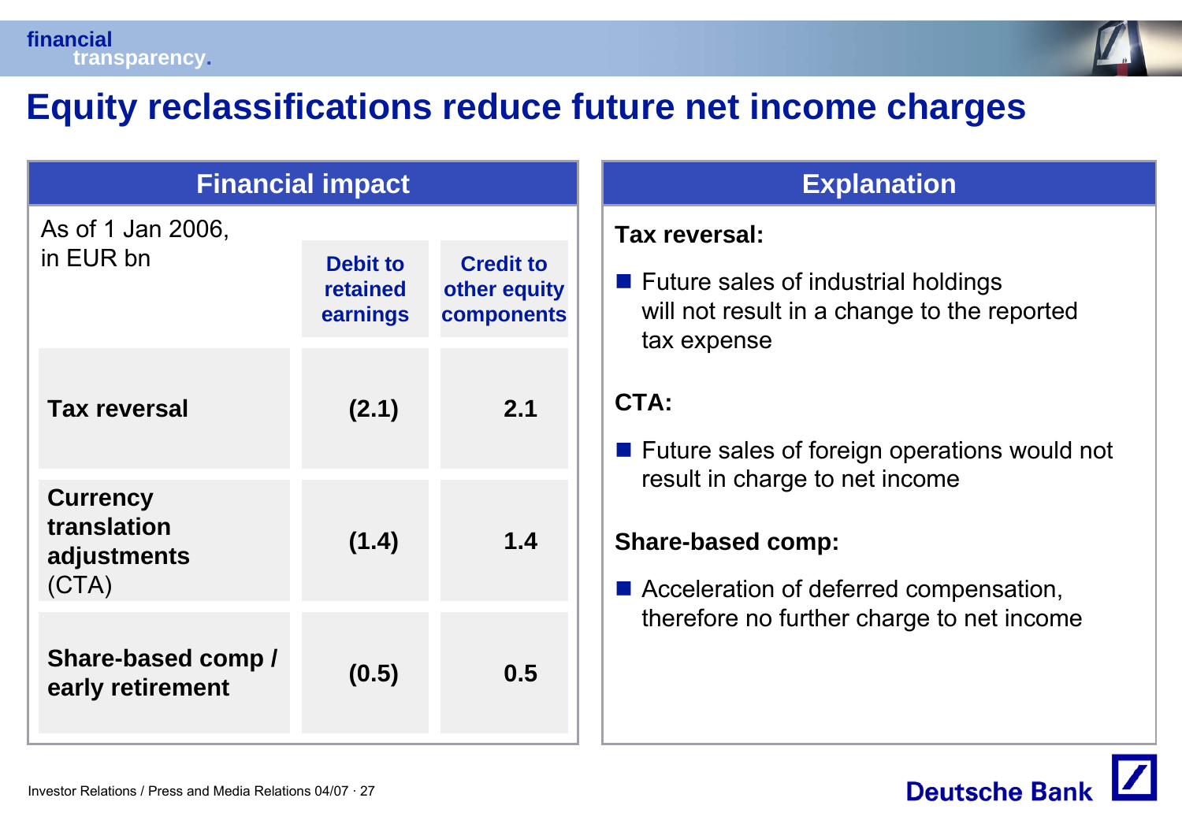# Equity reclassifications reduce future net income charges

## Financial impact

| As of 1 Jan 2006, in EUR bn | Debit to retained earnings | Credit to other equity components |
|---|---|---|
| **Tax reversal** | **(2.1)** | **2.1** |
| **Currency translation adjustments** (CTA) | **(1.4)** | **1.4** |
| **Share-based comp / early retirement** | **(0.5)** | **0.5** |

## Explanation

**Tax reversal:**

- Future sales of industrial holdings will not result in a change to the reported tax expense

**CTA:**

- Future sales of foreign operations would not result in charge to net income

**Share-based comp:**

- Acceleration of deferred compensation, therefore no further charge to net income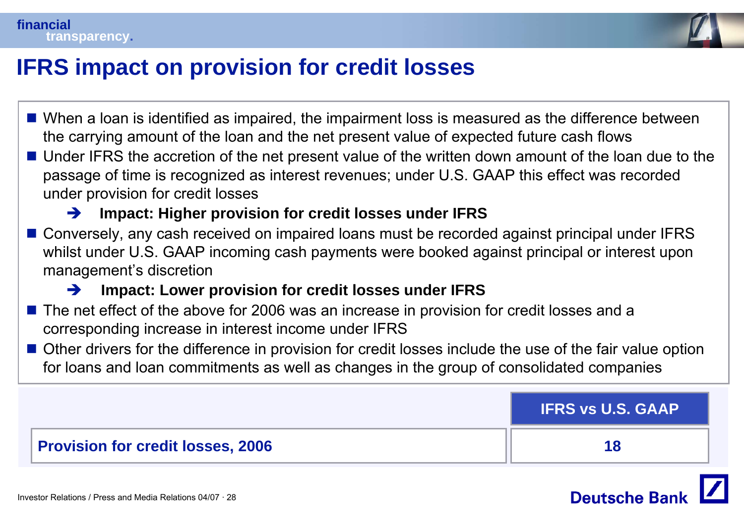# IFRS impact on provision for credit losses

- When a loan is identified as impaired, the impairment loss is measured as the difference between the carrying amount of the loan and the net present value of expected future cash flows
- Under IFRS the accretion of the net present value of the written down amount of the loan due to the passage of time is recognized as interest revenues; under U.S. GAAP this effect was recorded under provision for credit losses
  - ➔ **Impact: Higher provision for credit losses under IFRS**
- Conversely, any cash received on impaired loans must be recorded against principal under IFRS whilst under U.S. GAAP incoming cash payments were booked against principal or interest upon management's discretion
  - ➔ **Impact: Lower provision for credit losses under IFRS**
- The net effect of the above for 2006 was an increase in provision for credit losses and a corresponding increase in interest income under IFRS
- Other drivers for the difference in provision for credit losses include the use of the fair value option for loans and loan commitments as well as changes in the group of consolidated companies

| | **IFRS vs U.S. GAAP** |
|---|---|
| **Provision for credit losses, 2006** | **18** |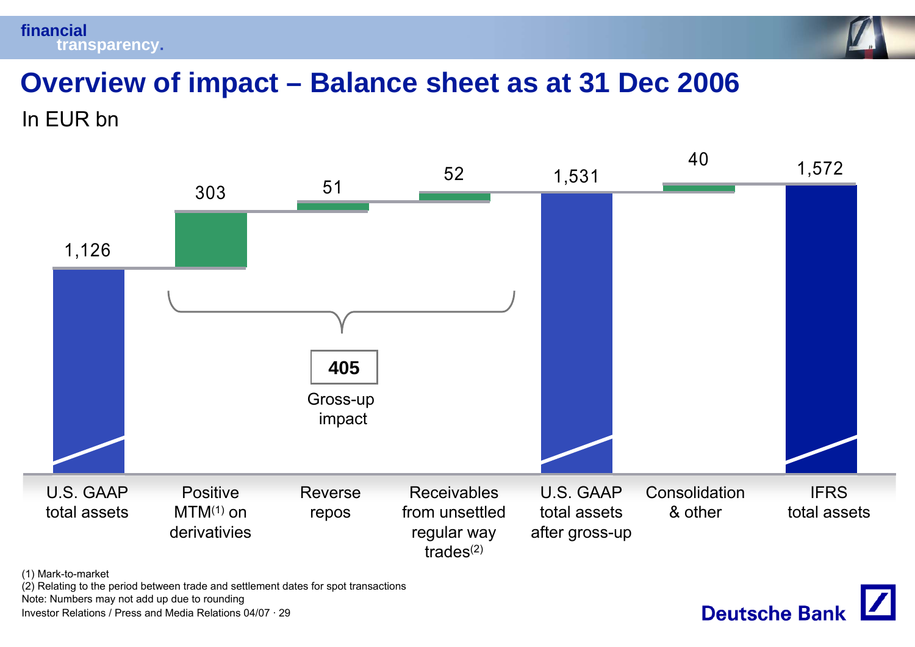# Overview of impact – Balance sheet as at 31 Dec 2006

In EUR bn

1,126
303
51
52
1,531
40
1,572

405
Gross-up impact

U.S. GAAP total assets
Positive MTM[1] on derivativies
Reverse repos
Receivables from unsettled regular way trades[2]
U.S. GAAP total assets after gross-up
Consolidation & other
IFRS total assets

(1) Mark-to-market
(2) Relating to the period between trade and settlement dates for spot transactions
Note: Numbers may not add up due to rounding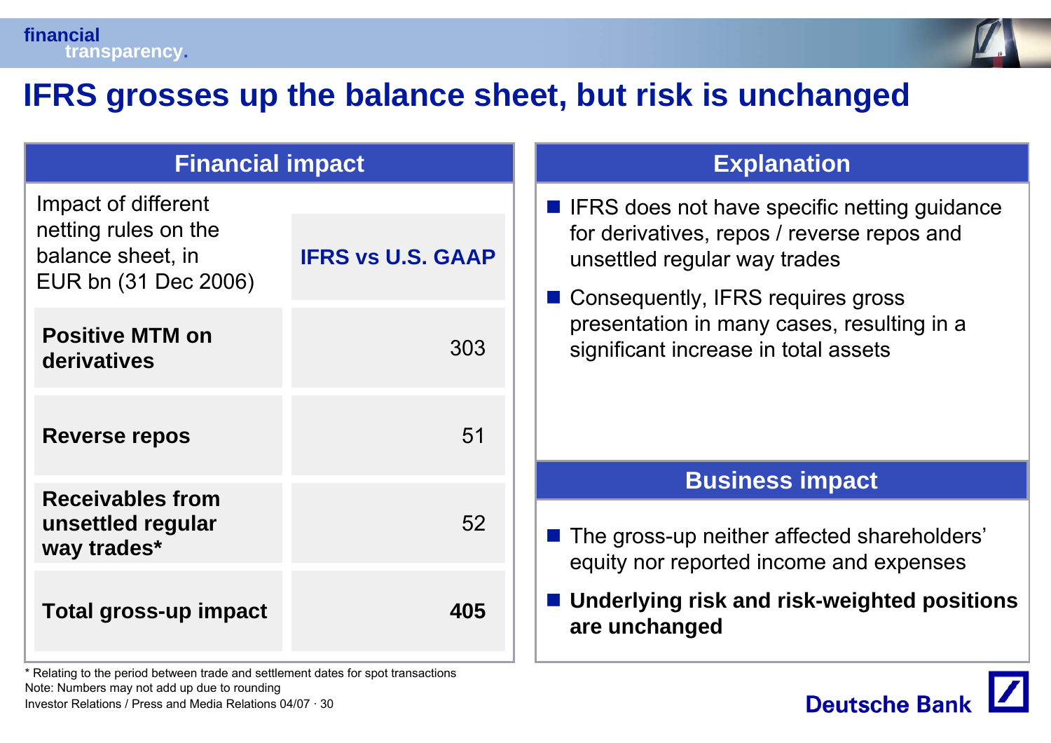# IFRS grosses up the balance sheet, but risk is unchanged

## Financial impact

| Impact of different netting rules on the balance sheet, in EUR bn (31 Dec 2006) | IFRS vs U.S. GAAP |
|---|---|
| **Positive MTM on derivatives** | 303 |
| **Reverse repos** | 51 |
| **Receivables from unsettled regular way trades*** | 52 |
| **Total gross-up impact** | **405** |

## Explanation

- IFRS does not have specific netting guidance for derivatives, repos / reverse repos and unsettled regular way trades
- Consequently, IFRS requires gross presentation in many cases, resulting in a significant increase in total assets

## Business impact

- The gross-up neither affected shareholders' equity nor reported income and expenses
- **Underlying risk and risk-weighted positions are unchanged**

* Relating to the period between trade and settlement dates for spot transactions
Note: Numbers may not add up due to rounding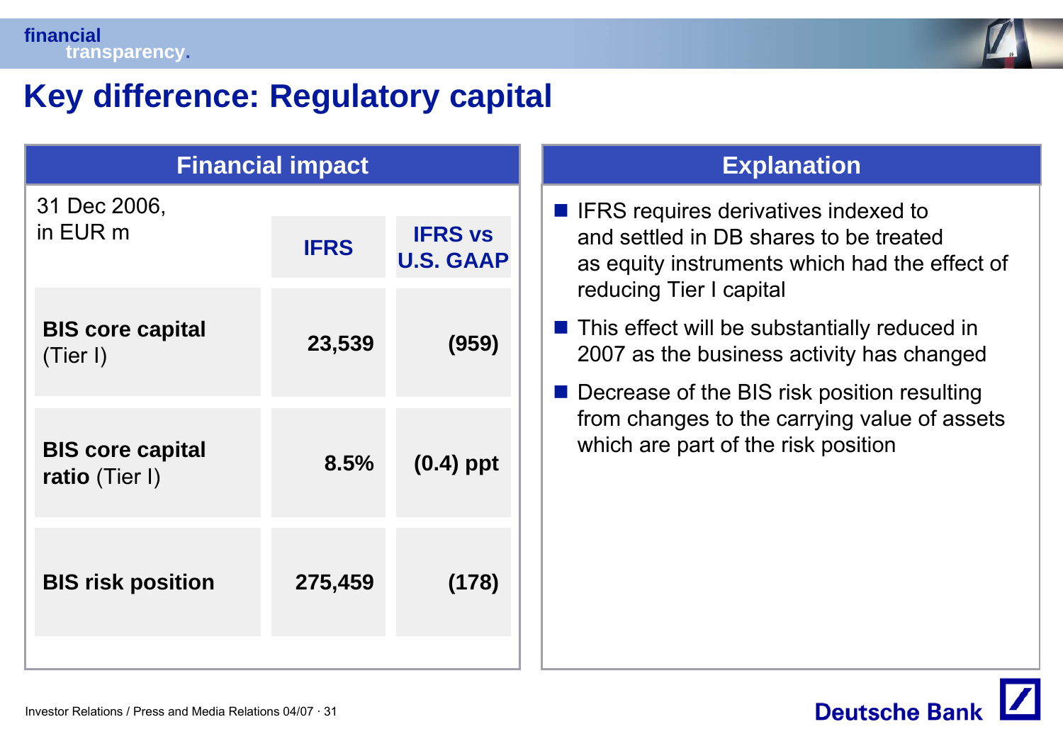# Key difference: Regulatory capital

## Financial impact

| 31 Dec 2006, in EUR m | IFRS | IFRS vs U.S. GAAP |
|---|---|---|
| **BIS core capital** (Tier I) | **23,539** | **(959)** |
| **BIS core capital ratio** (Tier I) | **8.5%** | **(0.4) ppt** |
| **BIS risk position** | **275,459** | **(178)** |

## Explanation

- IFRS requires derivatives indexed to and settled in DB shares to be treated as equity instruments which had the effect of reducing Tier I capital
- This effect will be substantially reduced in 2007 as the business activity has changed
- Decrease of the BIS risk position resulting from changes to the carrying value of assets which are part of the risk position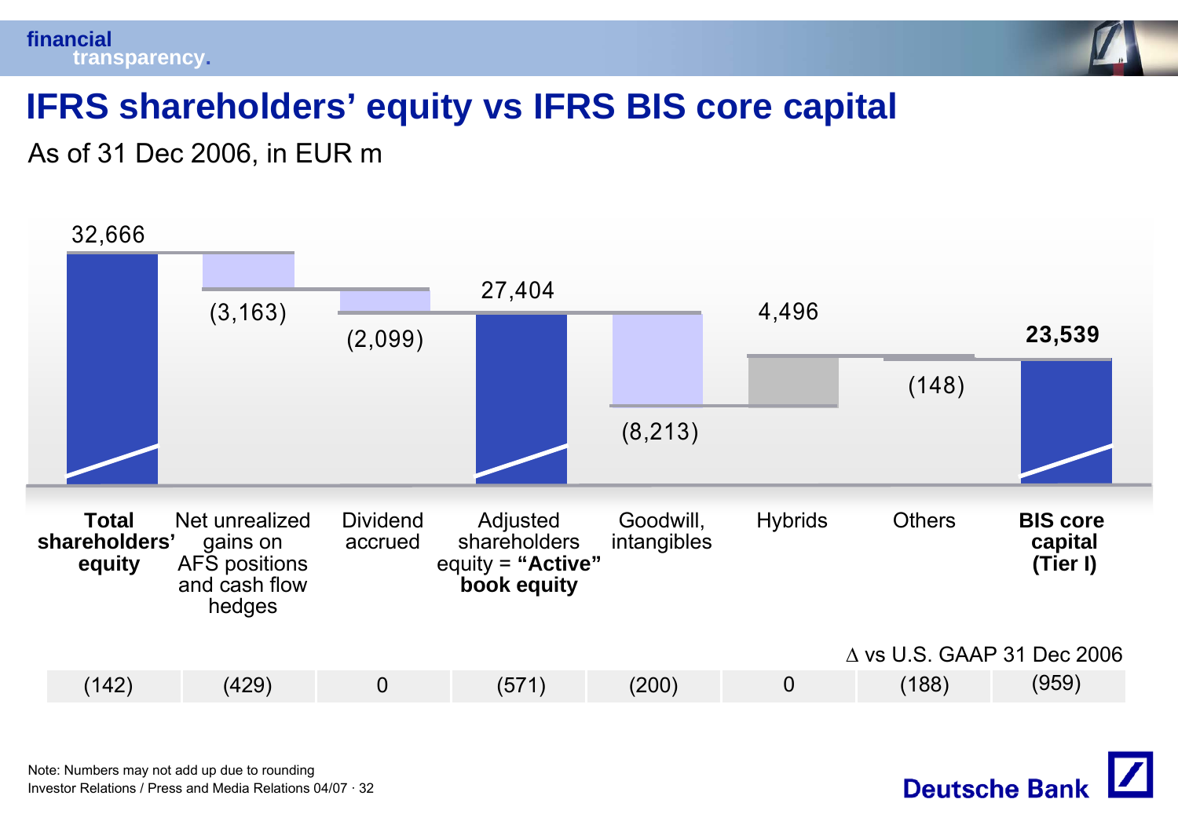# IFRS shareholders' equity vs IFRS BIS core capital

As of 31 Dec 2006, in EUR m

| | Total shareholders' equity | Net unrealized gains on AFS positions and cash flow hedges | Dividend accrued | Adjusted shareholders equity = "Active" book equity | Goodwill, intangibles | Hybrids | Others | BIS core capital (Tier I) |
|---|---|---|---|---|---|---|---|---|
| EUR m | 32,666 | (3,163) | (2,099) | 27,404 | (8,213) | 4,496 | (148) | 23,539 |
| ∆ vs U.S. GAAP 31 Dec 2006 | (142) | (429) | 0 | (571) | (200) | 0 | (188) | (959) |

Note: Numbers may not add up due to rounding

Investor Relations / Press and Media Relations 04/07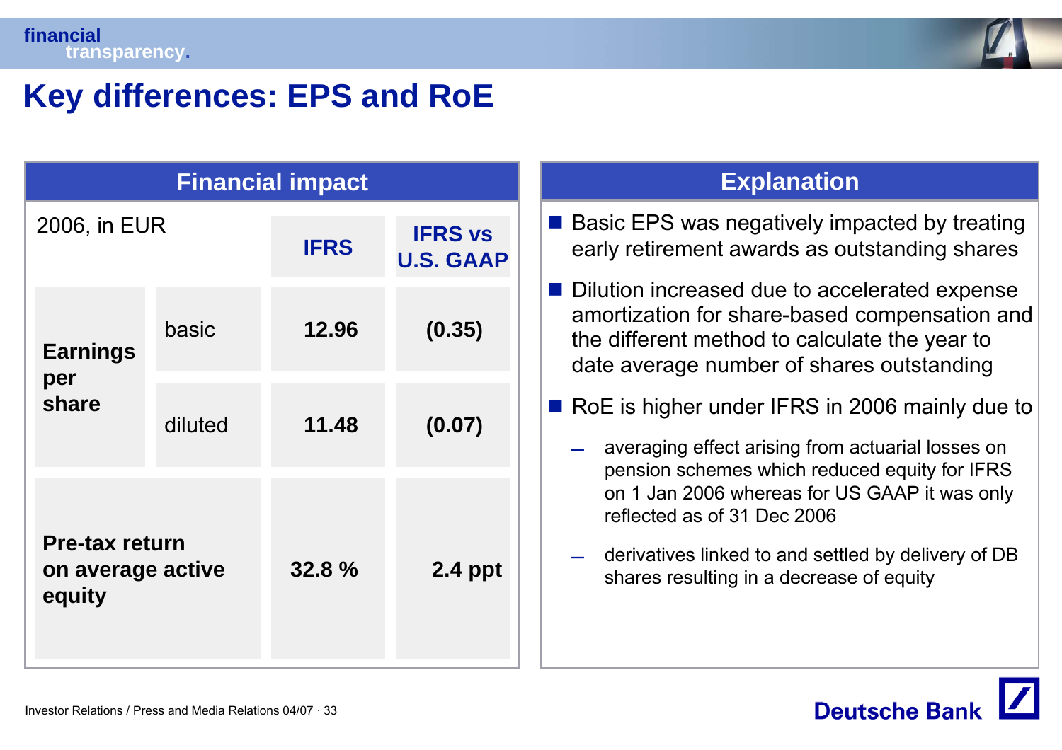# Key differences: EPS and RoE

## Financial impact

| 2006, in EUR | | IFRS | IFRS vs U.S. GAAP |
|---|---|---|---|
| **Earnings per share** | basic | **12.96** | **(0.35)** |
| | diluted | **11.48** | **(0.07)** |
| **Pre-tax return on average active equity** | | **32.8 %** | **2.4 ppt** |

## Explanation

- Basic EPS was negatively impacted by treating early retirement awards as outstanding shares
- Dilution increased due to accelerated expense amortization for share-based compensation and the different method to calculate the year to date average number of shares outstanding
- RoE is higher under IFRS in 2006 mainly due to
  - averaging effect arising from actuarial losses on pension schemes which reduced equity for IFRS on 1 Jan 2006 whereas for US GAAP it was only reflected as of 31 Dec 2006
  - derivatives linked to and settled by delivery of DB shares resulting in a decrease of equity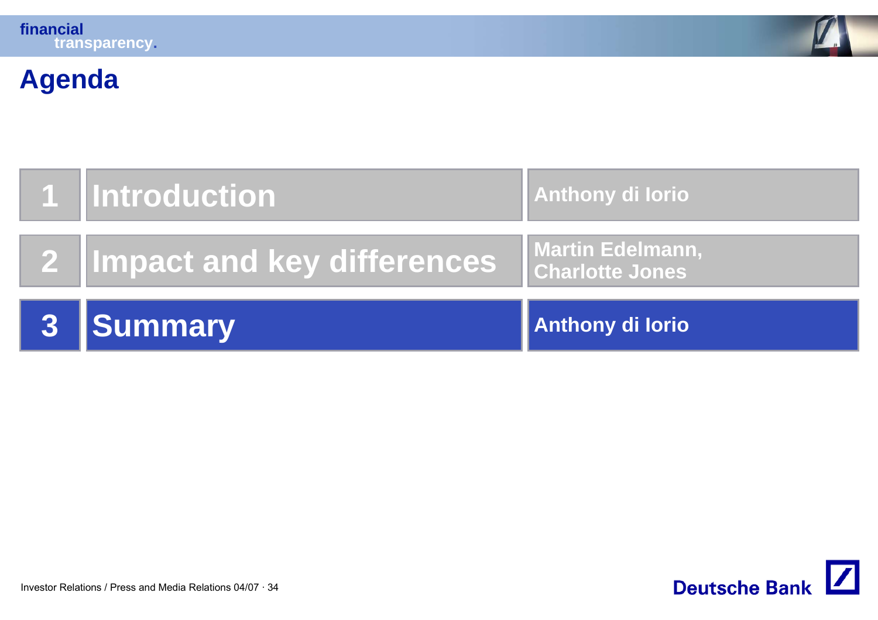# Agenda

| | | |
|---|---|---|
| 1 | Introduction | Anthony di Iorio |
| 2 | Impact and key differences | Martin Edelmann, Charlotte Jones |
| 3 | Summary | Anthony di Iorio |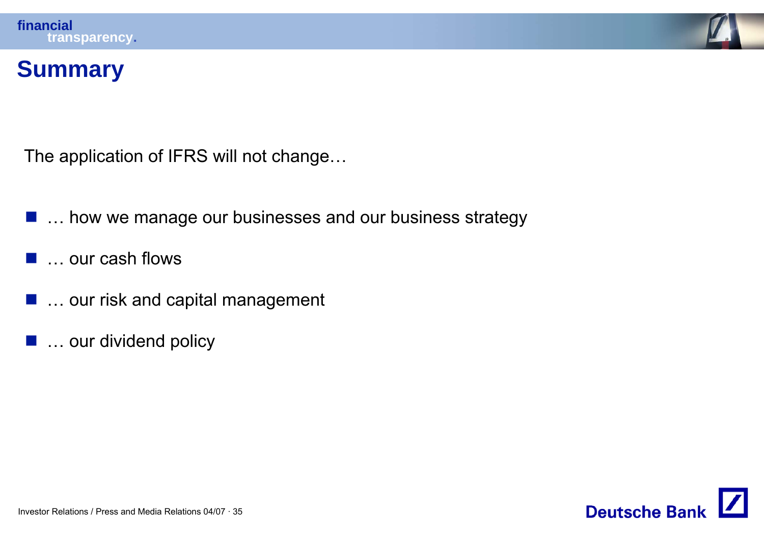# Summary

The application of IFRS will not change…

- … how we manage our businesses and our business strategy
- … our cash flows
- … our risk and capital management
- … our dividend policy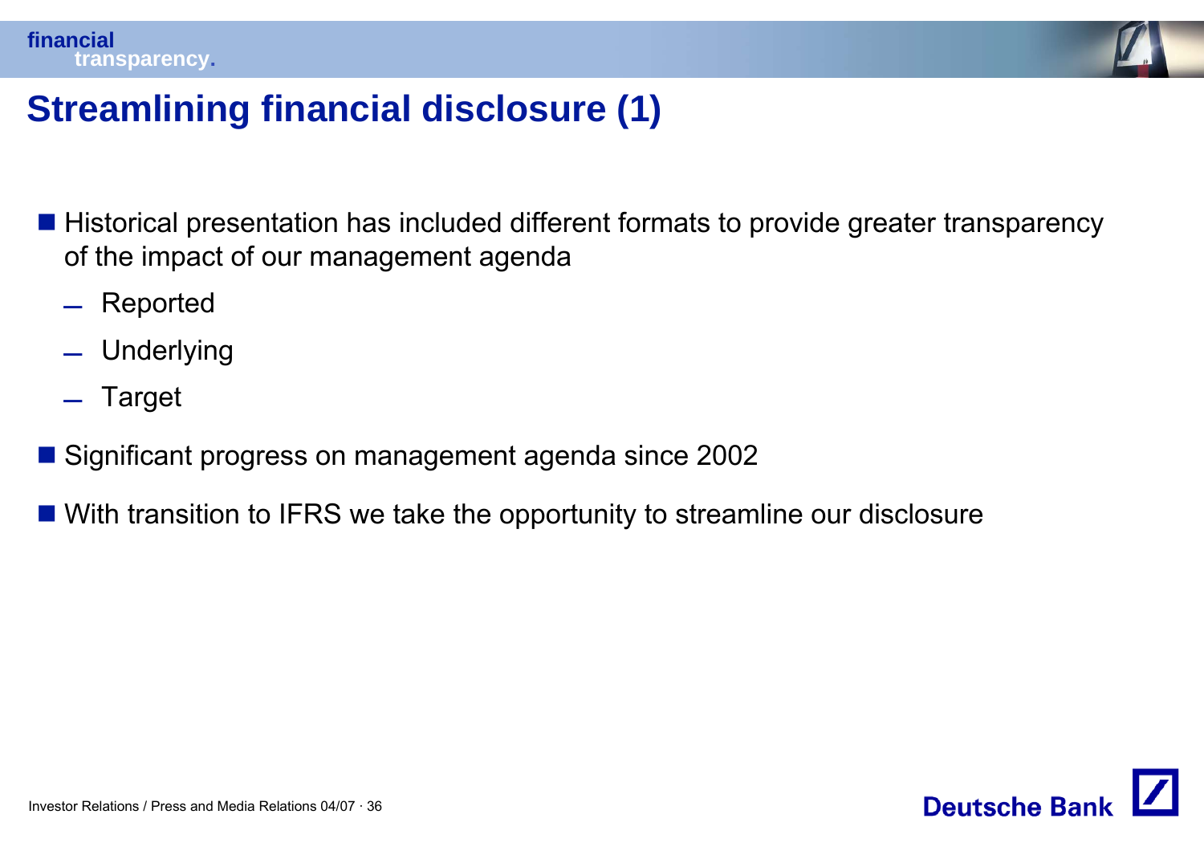# Streamlining financial disclosure (1)

- Historical presentation has included different formats to provide greater transparency of the impact of our management agenda
  - Reported
  - Underlying
  - Target
- Significant progress on management agenda since 2002
- With transition to IFRS we take the opportunity to streamline our disclosure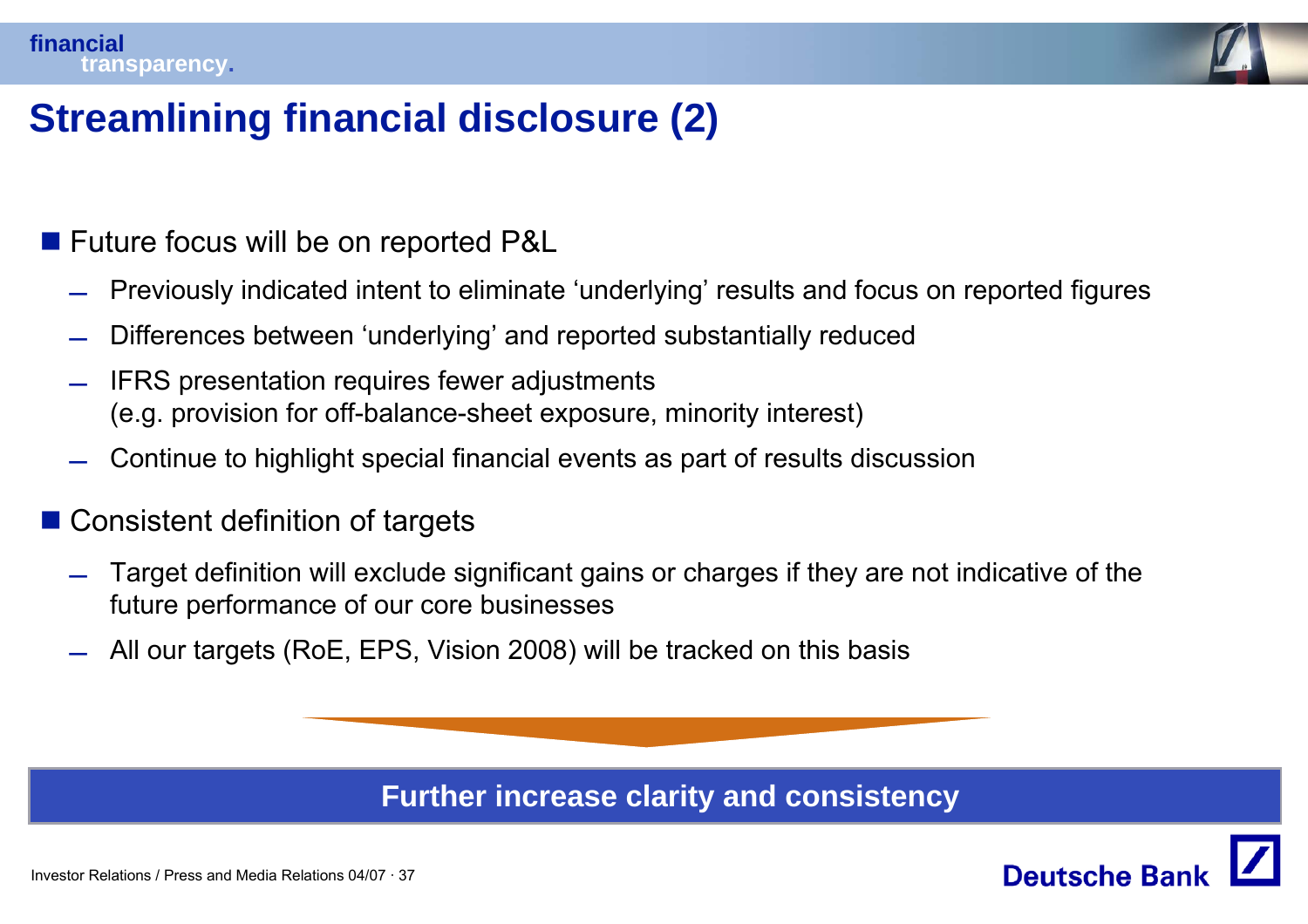# Streamlining financial disclosure (2)

- Future focus will be on reported P&L
  - Previously indicated intent to eliminate 'underlying' results and focus on reported figures
  - Differences between 'underlying' and reported substantially reduced
  - IFRS presentation requires fewer adjustments (e.g. provision for off-balance-sheet exposure, minority interest)
  - Continue to highlight special financial events as part of results discussion
- Consistent definition of targets
  - Target definition will exclude significant gains or charges if they are not indicative of the future performance of our core businesses
  - All our targets (RoE, EPS, Vision 2008) will be tracked on this basis

**Further increase clarity and consistency**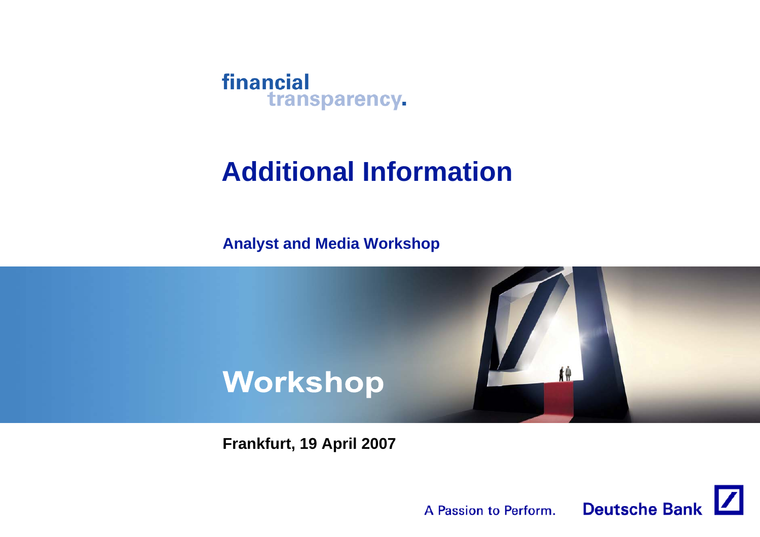financial
transparency.

# Additional Information

**Analyst and Media Workshop**

## Workshop

**Frankfurt, 19 April 2007**

A Passion to Perform. Deutsche Bank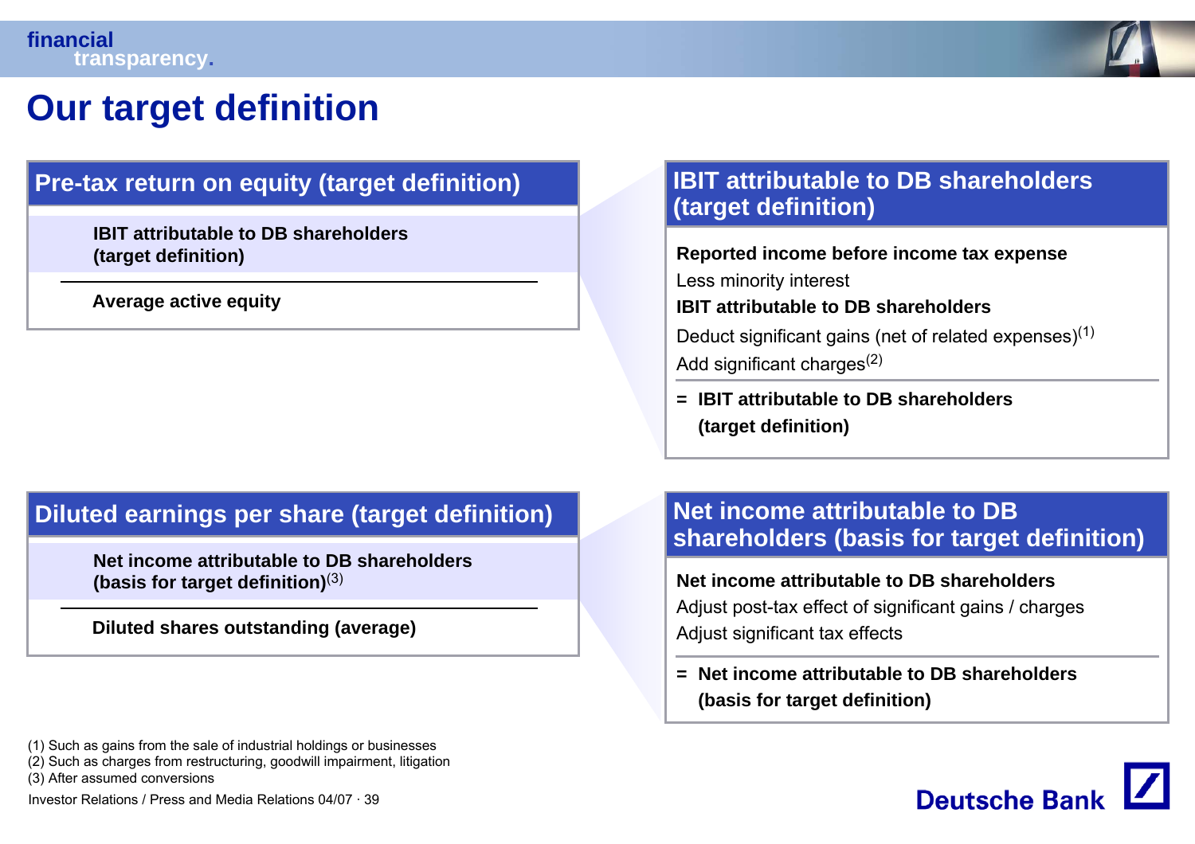# Our target definition

## Pre-tax return on equity (target definition)

**IBIT attributable to DB shareholders (target definition)**

---

**Average active equity**

## IBIT attributable to DB shareholders (target definition)

**Reported income before income tax expense**

Less minority interest

**IBIT attributable to DB shareholders**

Deduct significant gains (net of related expenses)(1)

Add significant charges(2)

---

= **IBIT attributable to DB shareholders (target definition)**

## Diluted earnings per share (target definition)

**Net income attributable to DB shareholders (basis for target definition)**(3)

---

**Diluted shares outstanding (average)**

## Net income attributable to DB shareholders (basis for target definition)

**Net income attributable to DB shareholders**

Adjust post-tax effect of significant gains / charges

Adjust significant tax effects

---

= **Net income attributable to DB shareholders (basis for target definition)**

(1) Such as gains from the sale of industrial holdings or businesses
(2) Such as charges from restructuring, goodwill impairment, litigation
(3) After assumed conversions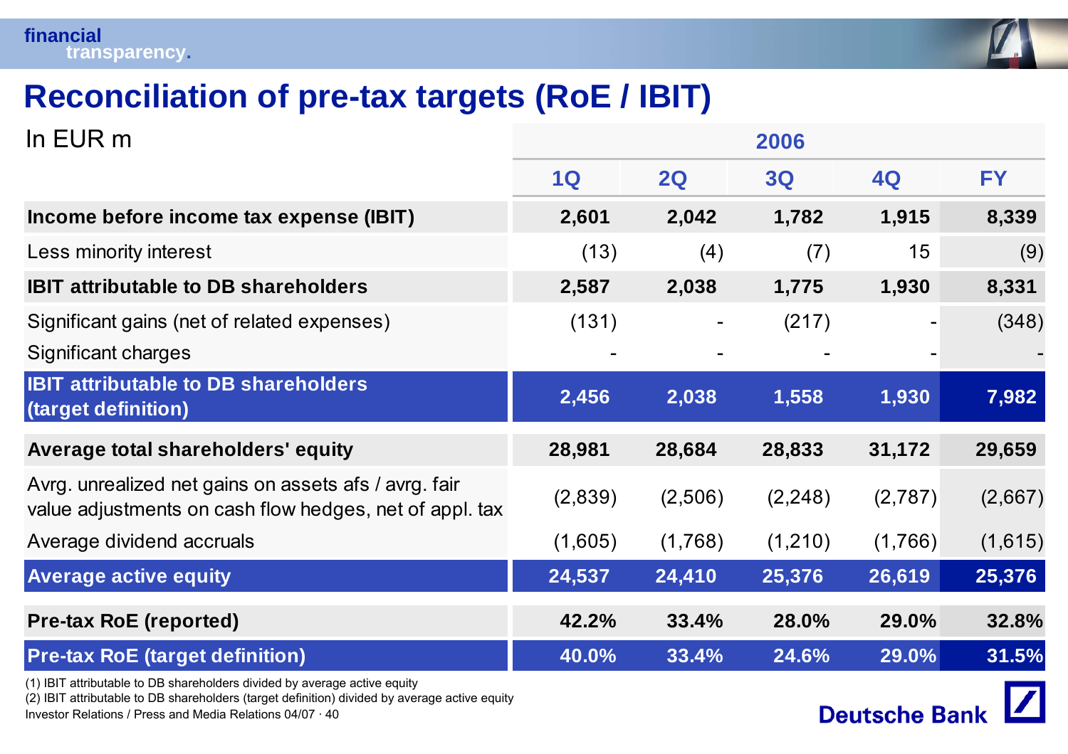# Reconciliation of pre-tax targets (RoE / IBIT)

| In EUR m | 2006 | | | | |
|---|---|---|---|---|---|
| | 1Q | 2Q | 3Q | 4Q | FY |
| **Income before income tax expense (IBIT)** | **2,601** | **2,042** | **1,782** | **1,915** | **8,339** |
| Less minority interest | (13) | (4) | (7) | 15 | (9) |
| **IBIT attributable to DB shareholders** | **2,587** | **2,038** | **1,775** | **1,930** | **8,331** |
| Significant gains (net of related expenses) | (131) | - | (217) | - | (348) |
| Significant charges | - | - | - | - | - |
| **IBIT attributable to DB shareholders (target definition)** | **2,456** | **2,038** | **1,558** | **1,930** | **7,982** |
| **Average total shareholders' equity** | **28,981** | **28,684** | **28,833** | **31,172** | **29,659** |
| Avrg. unrealized net gains on assets afs / avrg. fair value adjustments on cash flow hedges, net of appl. tax | (2,839) | (2,506) | (2,248) | (2,787) | (2,667) |
| Average dividend accruals | (1,605) | (1,768) | (1,210) | (1,766) | (1,615) |
| **Average active equity** | **24,537** | **24,410** | **25,376** | **26,619** | **25,376** |
| **Pre-tax RoE (reported)** | **42.2%** | **33.4%** | **28.0%** | **29.0%** | **32.8%** |
| **Pre-tax RoE (target definition)** | **40.0%** | **33.4%** | **24.6%** | **29.0%** | **31.5%** |

(1) IBIT attributable to DB shareholders divided by average active equity
(2) IBIT attributable to DB shareholders (target definition) divided by average active equity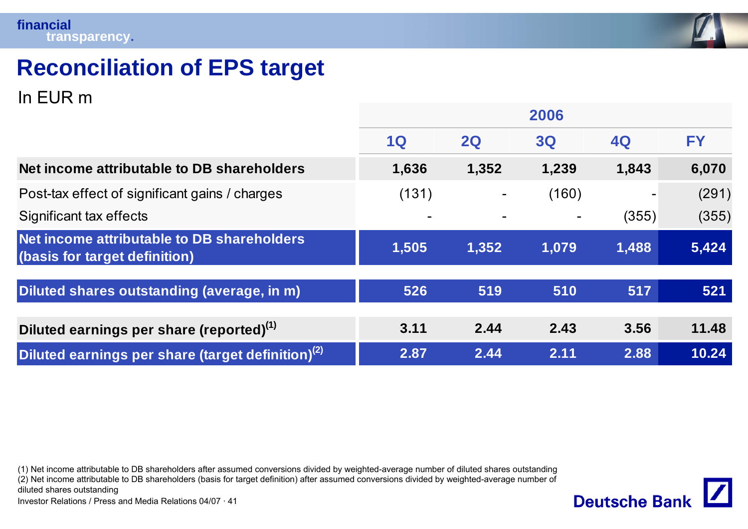# Reconciliation of EPS target

In EUR m

| | 2006 | | | | |
|---|---|---|---|---|---|
| | 1Q | 2Q | 3Q | 4Q | FY |
| **Net income attributable to DB shareholders** | **1,636** | **1,352** | **1,239** | **1,843** | **6,070** |
| Post-tax effect of significant gains / charges | (131) | - | (160) | - | (291) |
| Significant tax effects | - | - | - | (355) | (355) |
| **Net income attributable to DB shareholders (basis for target definition)** | **1,505** | **1,352** | **1,079** | **1,488** | **5,424** |
| **Diluted shares outstanding (average, in m)** | **526** | **519** | **510** | **517** | **521** |
| **Diluted earnings per share (reported)(1)** | **3.11** | **2.44** | **2.43** | **3.56** | **11.48** |
| **Diluted earnings per share (target definition)(2)** | **2.87** | **2.44** | **2.11** | **2.88** | **10.24** |

(1) Net income attributable to DB shareholders after assumed conversions divided by weighted-average number of diluted shares outstanding

(2) Net income attributable to DB shareholders (basis for target definition) after assumed conversions divided by weighted-average number of diluted shares outstanding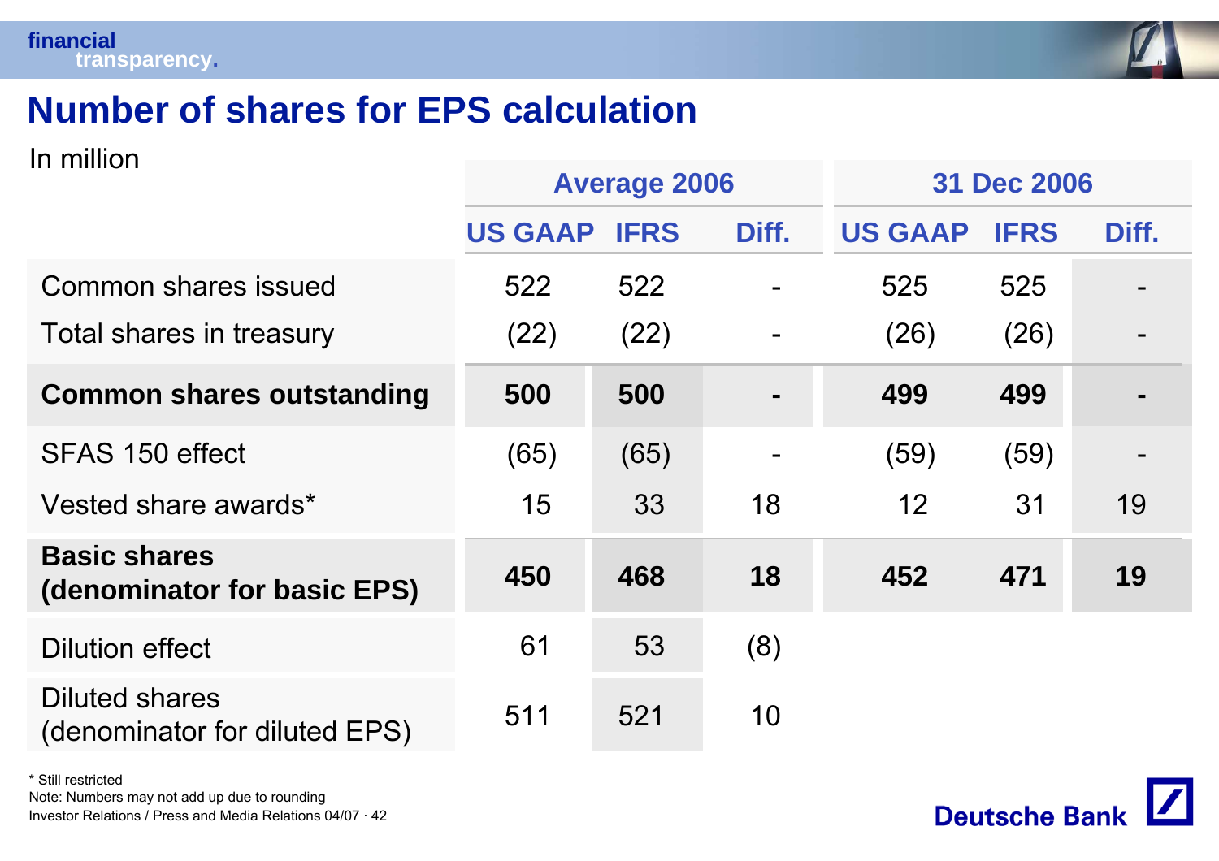# Number of shares for EPS calculation

In million

| | Average 2006 | | | 31 Dec 2006 | | |
|---|---|---|---|---|---|---|
| | US GAAP | IFRS | Diff. | US GAAP | IFRS | Diff. |
| Common shares issued | 522 | 522 | - | 525 | 525 | - |
| Total shares in treasury | (22) | (22) | - | (26) | (26) | - |
| **Common shares outstanding** | **500** | **500** | **-** | **499** | **499** | **-** |
| SFAS 150 effect | (65) | (65) | - | (59) | (59) | - |
| Vested share awards* | 15 | 33 | 18 | 12 | 31 | 19 |
| **Basic shares (denominator for basic EPS)** | **450** | **468** | **18** | **452** | **471** | **19** |
| Dilution effect | 61 | 53 | (8) | | | |
| Diluted shares (denominator for diluted EPS) | 511 | 521 | 10 | | | |

\* Still restricted

Note: Numbers may not add up due to rounding

Investor Relations / Press and Media Relations 04/07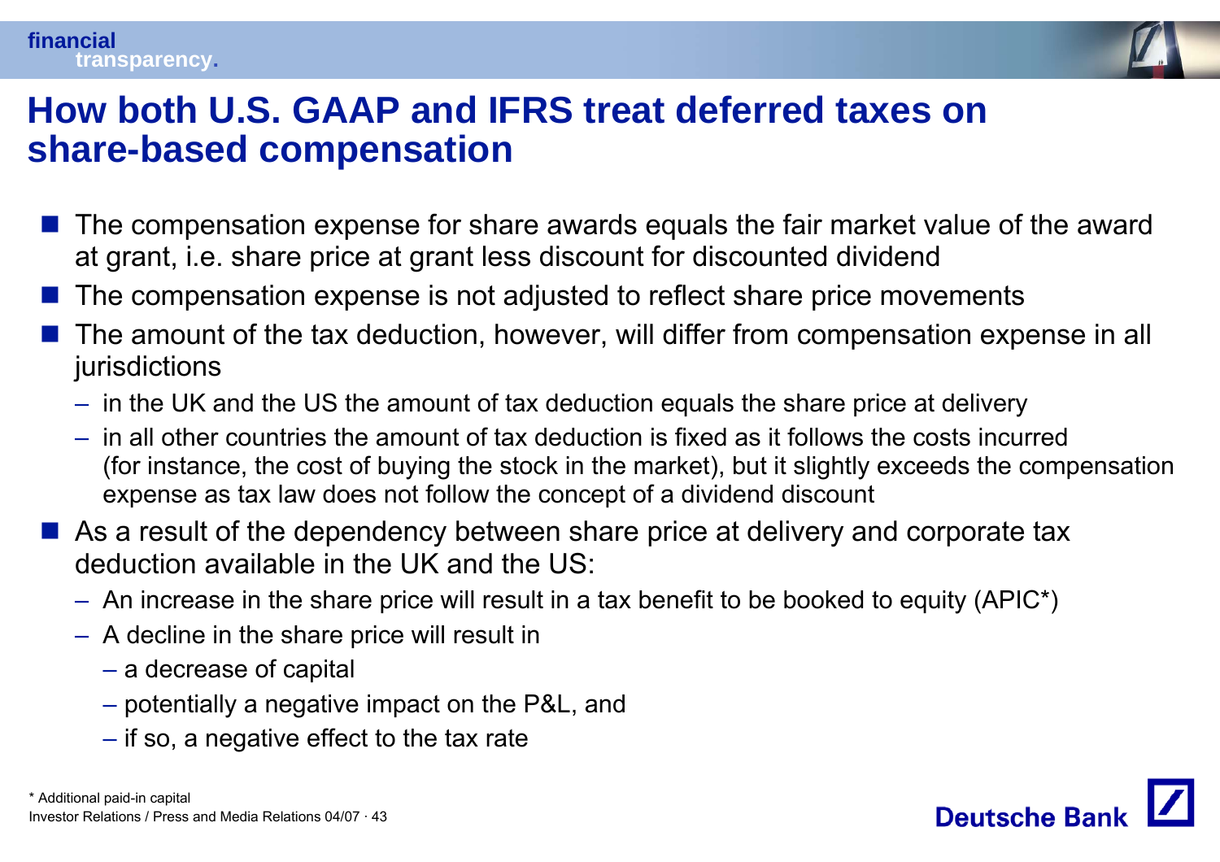# How both U.S. GAAP and IFRS treat deferred taxes on share-based compensation

- The compensation expense for share awards equals the fair market value of the award at grant, i.e. share price at grant less discount for discounted dividend
- The compensation expense is not adjusted to reflect share price movements
- The amount of the tax deduction, however, will differ from compensation expense in all jurisdictions
  - in the UK and the US the amount of tax deduction equals the share price at delivery
  - in all other countries the amount of tax deduction is fixed as it follows the costs incurred (for instance, the cost of buying the stock in the market), but it slightly exceeds the compensation expense as tax law does not follow the concept of a dividend discount
- As a result of the dependency between share price at delivery and corporate tax deduction available in the UK and the US:
  - An increase in the share price will result in a tax benefit to be booked to equity (APIC*)
  - A decline in the share price will result in
    - a decrease of capital
    - potentially a negative impact on the P&L, and
    - if so, a negative effect to the tax rate

\* Additional paid-in capital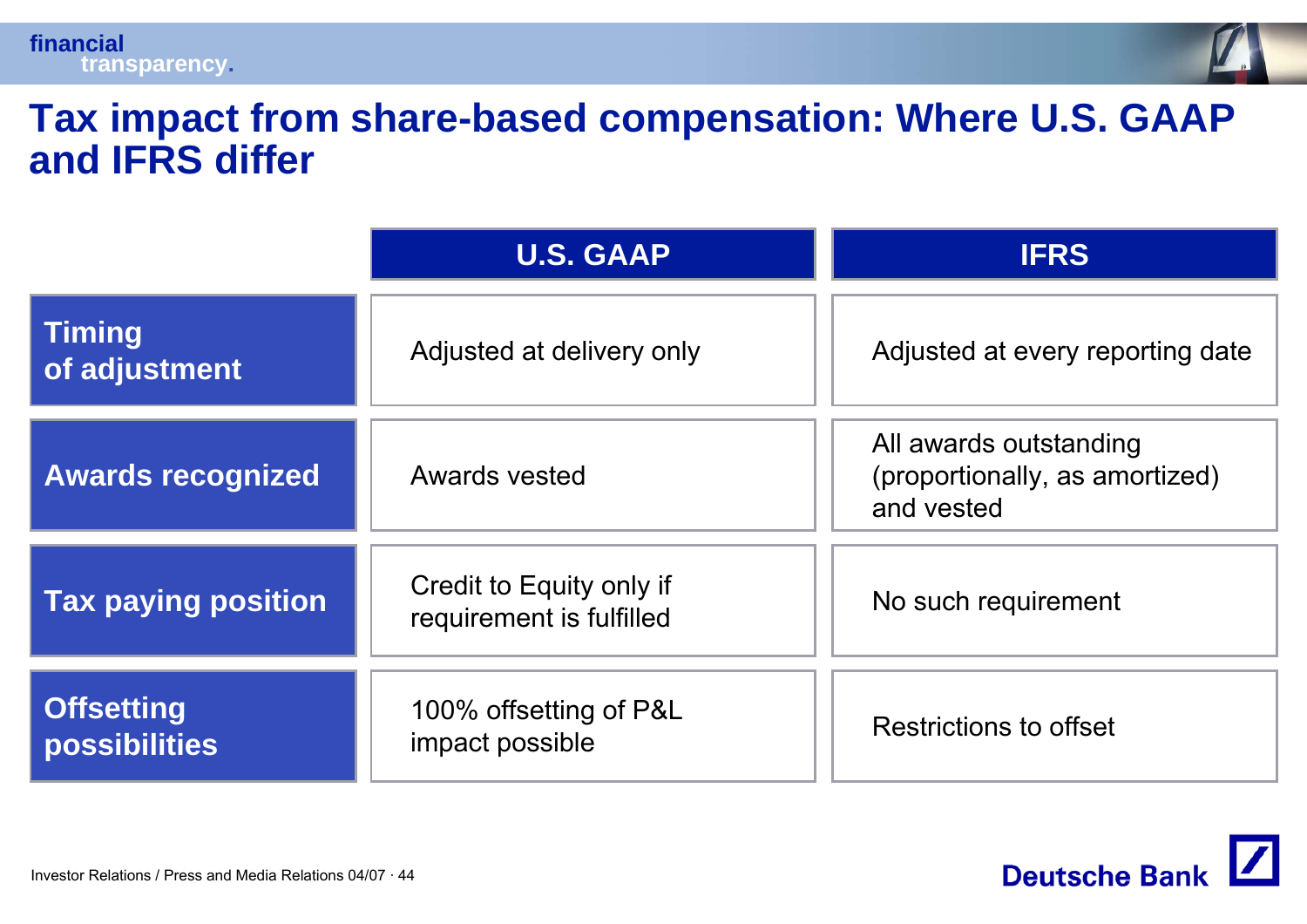# Tax impact from share-based compensation: Where U.S. GAAP and IFRS differ

| | U.S. GAAP | IFRS |
|---|---|---|
| **Timing of adjustment** | Adjusted at delivery only | Adjusted at every reporting date |
| **Awards recognized** | Awards vested | All awards outstanding (proportionally, as amortized) and vested |
| **Tax paying position** | Credit to Equity only if requirement is fulfilled | No such requirement |
| **Offsetting possibilities** | 100% offsetting of P&L impact possible | Restrictions to offset |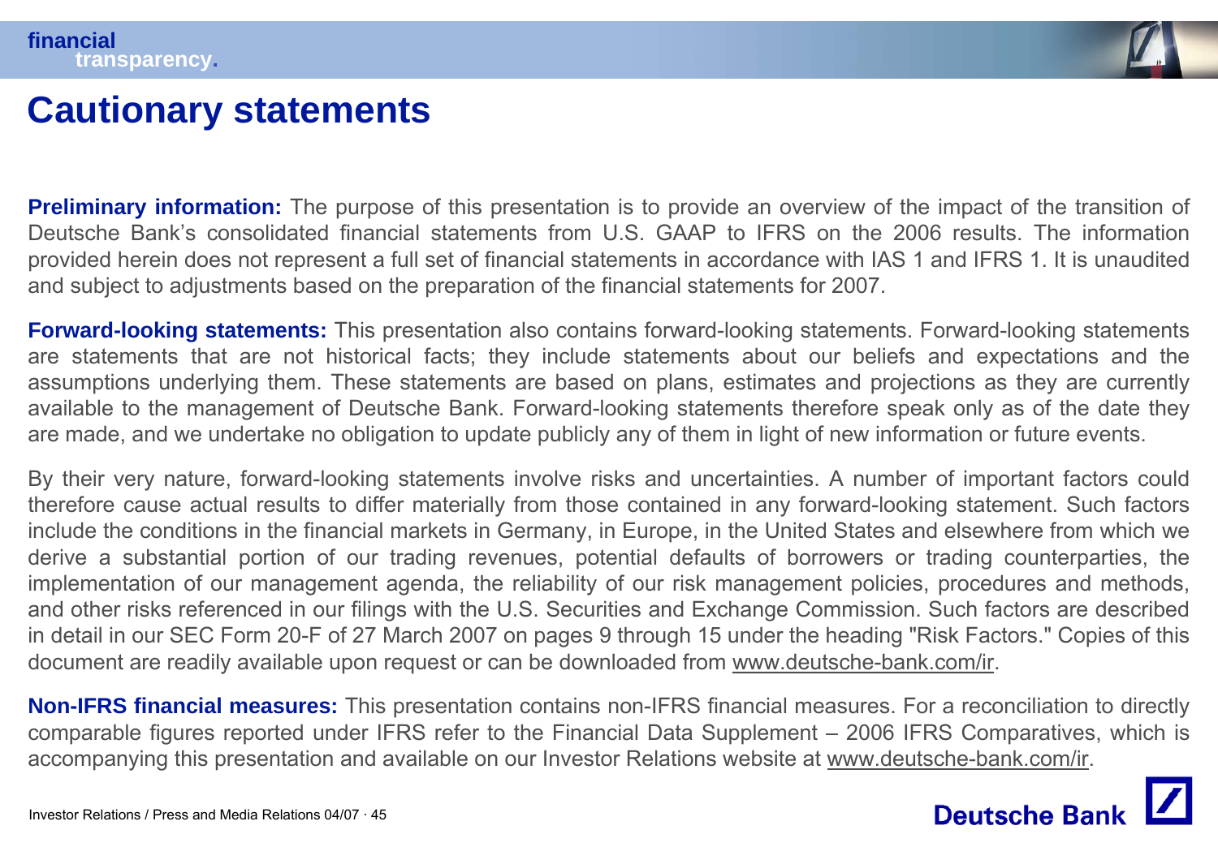# Cautionary statements

**Preliminary information:** The purpose of this presentation is to provide an overview of the impact of the transition of Deutsche Bank's consolidated financial statements from U.S. GAAP to IFRS on the 2006 results. The information provided herein does not represent a full set of financial statements in accordance with IAS 1 and IFRS 1. It is unaudited and subject to adjustments based on the preparation of the financial statements for 2007.

**Forward-looking statements:** This presentation also contains forward-looking statements. Forward-looking statements are statements that are not historical facts; they include statements about our beliefs and expectations and the assumptions underlying them. These statements are based on plans, estimates and projections as they are currently available to the management of Deutsche Bank. Forward-looking statements therefore speak only as of the date they are made, and we undertake no obligation to update publicly any of them in light of new information or future events.

By their very nature, forward-looking statements involve risks and uncertainties. A number of important factors could therefore cause actual results to differ materially from those contained in any forward-looking statement. Such factors include the conditions in the financial markets in Germany, in Europe, in the United States and elsewhere from which we derive a substantial portion of our trading revenues, potential defaults of borrowers or trading counterparties, the implementation of our management agenda, the reliability of our risk management policies, procedures and methods, and other risks referenced in our filings with the U.S. Securities and Exchange Commission. Such factors are described in detail in our SEC Form 20-F of 27 March 2007 on pages 9 through 15 under the heading "Risk Factors." Copies of this document are readily available upon request or can be downloaded from www.deutsche-bank.com/ir.

**Non-IFRS financial measures:** This presentation contains non-IFRS financial measures. For a reconciliation to directly comparable figures reported under IFRS refer to the Financial Data Supplement – 2006 IFRS Comparatives, which is accompanying this presentation and available on our Investor Relations website at www.deutsche-bank.com/ir.